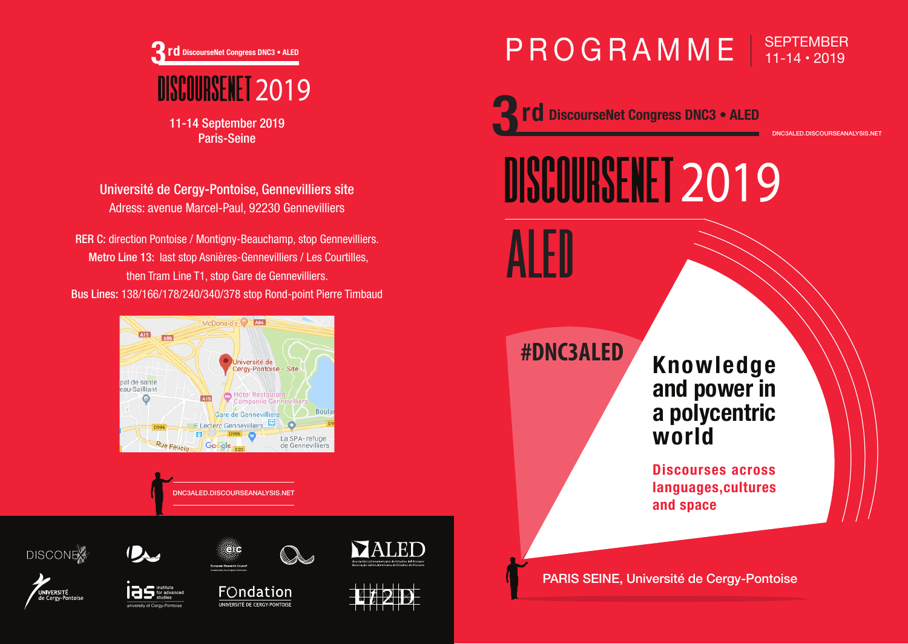# 3rd DiscourseNet Congress DNC3 • ALED

## DISCOURSENET 2019

11-14 September 2019
Paris-Seine

**Université de Cergy-Pontoise, Gennevilliers site**
Adress: avenue Marcel-Paul, 92230 Gennevilliers

**RER C:** direction Pontoise / Montigny-Beauchamp, stop Gennevilliers.
**Metro Line 13:** last stop Asnières-Gennevilliers / Les Courtilles, then Tram Line T1, stop Gare de Gennevilliers.
**Bus Lines:** 138/166/178/240/340/378 stop Rond-point Pierre Timbaud

DNC3ALED.DISCOURSEANALYSIS.NET

# PROGRAMME

SEPTEMBER 11-14 • 2019

## 3rd DiscourseNet Congress DNC3 • ALED

DNC3ALED.DISCOURSEANALYSIS.NET

# DISCOURSENET 2019

# ALED

#DNC3ALED

## Knowledge and power in a polycentric world

**Discourses across languages, cultures and space**

PARIS SEINE, Université de Cergy-Pontoise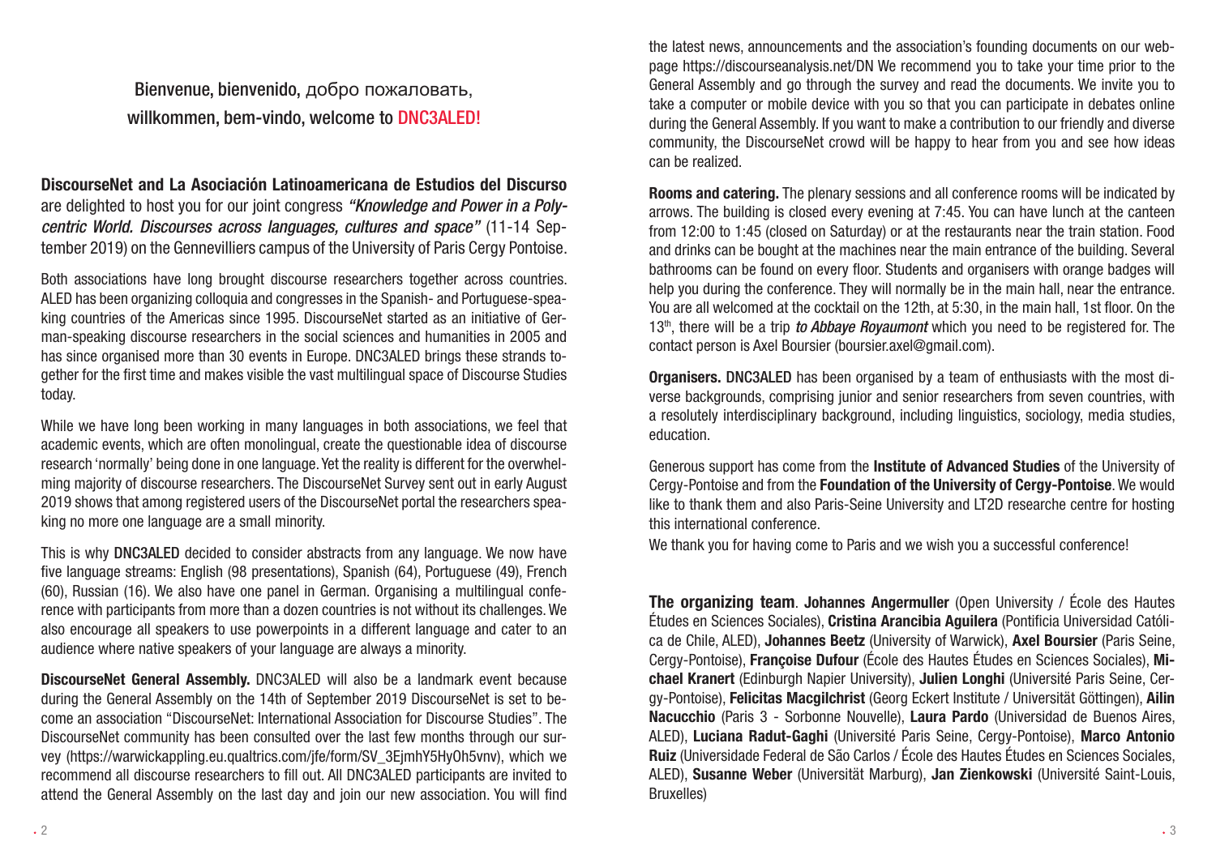Bienvenue, bienvenido, добро пожаловать, willkommen, bem-vindo, welcome to DNC3ALED!

**DiscourseNet and La Asociación Latinoamericana de Estudios del Discurso** are delighted to host you for our joint congress *"Knowledge and Power in a Polycentric World. Discourses across languages, cultures and space"* (11-14 September 2019) on the Gennevilliers campus of the University of Paris Cergy Pontoise.

Both associations have long brought discourse researchers together across countries. ALED has been organizing colloquia and congresses in the Spanish- and Portuguese-speaking countries of the Americas since 1995. DiscourseNet started as an initiative of German-speaking discourse researchers in the social sciences and humanities in 2005 and has since organised more than 30 events in Europe. DNC3ALED brings these strands together for the first time and makes visible the vast multilingual space of Discourse Studies today.

While we have long been working in many languages in both associations, we feel that academic events, which are often monolingual, create the questionable idea of discourse research 'normally' being done in one language. Yet the reality is different for the overwhelming majority of discourse researchers. The DiscourseNet Survey sent out in early August 2019 shows that among registered users of the DiscourseNet portal the researchers speaking no more one language are a small minority.

This is why DNC3ALED decided to consider abstracts from any language. We now have five language streams: English (98 presentations), Spanish (64), Portuguese (49), French (60), Russian (16). We also have one panel in German. Organising a multilingual conference with participants from more than a dozen countries is not without its challenges. We also encourage all speakers to use powerpoints in a different language and cater to an audience where native speakers of your language are always a minority.

**DiscourseNet General Assembly.** DNC3ALED will also be a landmark event because during the General Assembly on the 14th of September 2019 DiscourseNet is set to become an association "DiscourseNet: International Association for Discourse Studies". The DiscourseNet community has been consulted over the last few months through our survey (https://warwickappling.eu.qualtrics.com/jfe/form/SV_3EjmhY5HyOh5vnv), which we recommend all discourse researchers to fill out. All DNC3ALED participants are invited to attend the General Assembly on the last day and join our new association. You will find the latest news, announcements and the association's founding documents on our webpage https://discourseanalysis.net/DN We recommend you to take your time prior to the General Assembly and go through the survey and read the documents. We invite you to take a computer or mobile device with you so that you can participate in debates online during the General Assembly. If you want to make a contribution to our friendly and diverse community, the DiscourseNet crowd will be happy to hear from you and see how ideas can be realized.

**Rooms and catering.** The plenary sessions and all conference rooms will be indicated by arrows. The building is closed every evening at 7:45. You can have lunch at the canteen from 12:00 to 1:45 (closed on Saturday) or at the restaurants near the train station. Food and drinks can be bought at the machines near the main entrance of the building. Several bathrooms can be found on every floor. Students and organisers with orange badges will help you during the conference. They will normally be in the main hall, near the entrance. You are all welcomed at the cocktail on the 12th, at 5:30, in the main hall, 1st floor. On the 13th, there will be a trip *to Abbaye Royaumont* which you need to be registered for. The contact person is Axel Boursier (boursier.axel@gmail.com).

**Organisers.** DNC3ALED has been organised by a team of enthusiasts with the most diverse backgrounds, comprising junior and senior researchers from seven countries, with a resolutely interdisciplinary background, including linguistics, sociology, media studies, education.

Generous support has come from the **Institute of Advanced Studies** of the University of Cergy-Pontoise and from the **Foundation of the University of Cergy-Pontoise**. We would like to thank them and also Paris-Seine University and LT2D researche centre for hosting this international conference.

We thank you for having come to Paris and we wish you a successful conference!

**The organizing team**. **Johannes Angermuller** (Open University / École des Hautes Études en Sciences Sociales), **Cristina Arancibia Aguilera** (Pontificia Universidad Católica de Chile, ALED), **Johannes Beetz** (University of Warwick), **Axel Boursier** (Paris Seine, Cergy-Pontoise), **Françoise Dufour** (École des Hautes Études en Sciences Sociales), **Michael Kranert** (Edinburgh Napier University), **Julien Longhi** (Université Paris Seine, Cergy-Pontoise), **Felicitas Macgilchrist** (Georg Eckert Institute / Universität Göttingen), **Ailin Nacucchio** (Paris 3 - Sorbonne Nouvelle), **Laura Pardo** (Universidad de Buenos Aires, ALED), **Luciana Radut-Gaghi** (Université Paris Seine, Cergy-Pontoise), **Marco Antonio Ruiz** (Universidade Federal de São Carlos / École des Hautes Études en Sciences Sociales, ALED), **Susanne Weber** (Universität Marburg), **Jan Zienkowski** (Université Saint-Louis, Bruxelles)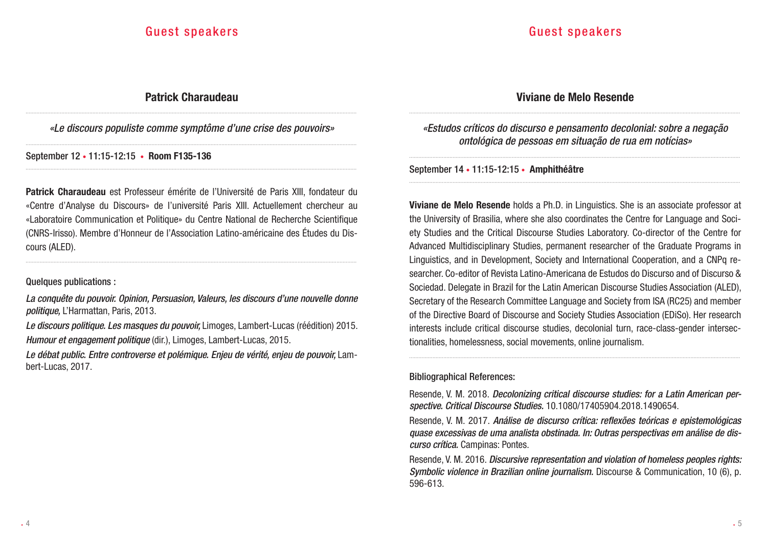# Guest speakers

## Patrick Charaudeau

*«Le discours populiste comme symptôme d'une crise des pouvoirs»*

September 12 • 11:15-12:15 • **Room F135-136**

**Patrick Charaudeau** est Professeur émérite de l'Université de Paris XIII, fondateur du «Centre d'Analyse du Discours» de l'université Paris XIII. Actuellement chercheur au «Laboratoire Communication et Politique» du Centre National de Recherche Scientifique (CNRS-Irisso). Membre d'Honneur de l'Association Latino-américaine des Études du Discours (ALED).

Quelques publications :

***La conquête du pouvoir. Opinion, Persuasion, Valeurs, les discours d'une nouvelle donne politique,*** L'Harmattan, Paris, 2013.

***Le discours politique. Les masques du pouvoir,*** Limoges, Lambert-Lucas (réédition) 2015.

***Humour et engagement politique*** (dir.), Limoges, Lambert-Lucas, 2015.

***Le débat public. Entre controverse et polémique. Enjeu de vérité, enjeu de pouvoir,*** Lambert-Lucas, 2017.

## Viviane de Melo Resende

*«Estudos críticos do discurso e pensamento decolonial: sobre a negação ontológica de pessoas em situação de rua em notícias»*

September 14 • 11:15-12:15 • **Amphithéâtre**

**Viviane de Melo Resende** holds a Ph.D. in Linguistics. She is an associate professor at the University of Brasilia, where she also coordinates the Centre for Language and Society Studies and the Critical Discourse Studies Laboratory. Co-director of the Centre for Advanced Multidisciplinary Studies, permanent researcher of the Graduate Programs in Linguistics, and in Development, Society and International Cooperation, and a CNPq researcher. Co-editor of Revista Latino-Americana de Estudos do Discurso and of Discurso & Sociedad. Delegate in Brazil for the Latin American Discourse Studies Association (ALED), Secretary of the Research Committee Language and Society from ISA (RC25) and member of the Directive Board of Discourse and Society Studies Association (EDiSo). Her research interests include critical discourse studies, decolonial turn, race-class-gender intersectionalities, homelessness, social movements, online journalism.

Bibliographical References:

Resende, V. M. 2018. ***Decolonizing critical discourse studies: for a Latin American perspective. Critical Discourse Studies.*** 10.1080/17405904.2018.1490654.

Resende, V. M. 2017. ***Análise de discurso crítica: reflexões teóricas e epistemológicas quase excessivas de uma analista obstinada. In: Outras perspectivas em análise de discurso crítica.*** Campinas: Pontes.

Resende, V. M. 2016. ***Discursive representation and violation of homeless peoples rights: Symbolic violence in Brazilian online journalism.*** Discourse & Communication, 10 (6), p. 596-613.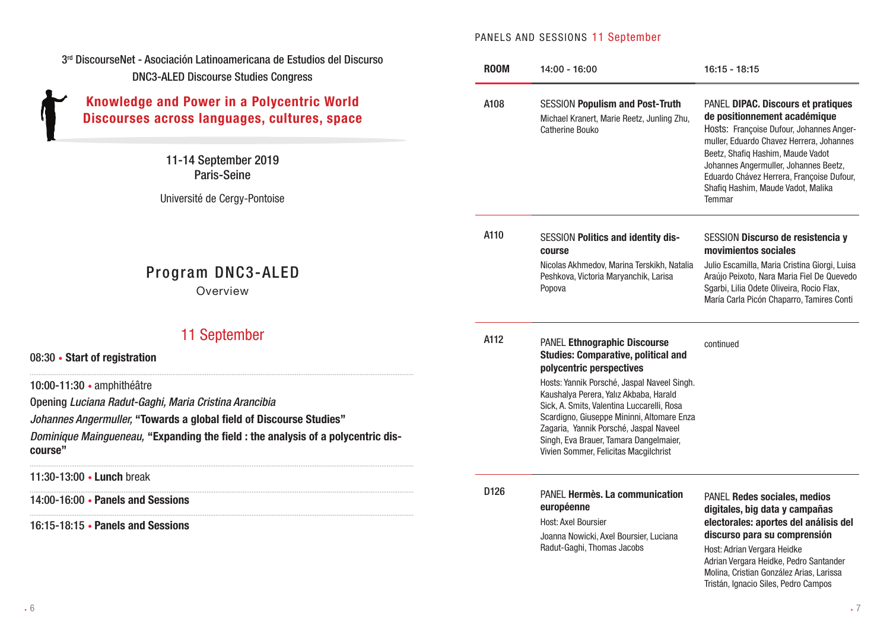3[rd] DiscourseNet - Asociación Latinoamericana de Estudios del Discurso
DNC3-ALED Discourse Studies Congress

# Knowledge and Power in a Polycentric World
## Discourses across languages, cultures, space

11-14 September 2019
Paris-Seine

Université de Cergy-Pontoise

# Program DNC3-ALED
Overview

## 11 September

08:30 • **Start of registration**

10:00-11:30 • amphithéâtre

Opening *Luciana Radut-Gaghi, Maria Cristina Arancibia*

*Johannes Angermuller,* **"Towards a global field of Discourse Studies"**

*Dominique Maingueneau,* **"Expanding the field : the analysis of a polycentric discourse"**

11:30-13:00 • **Lunch** break

14:00-16:00 • **Panels and Sessions**

16:15-18:15 • **Panels and Sessions**

PANELS AND SESSIONS 11 September

| ROOM | 14:00 - 16:00 | 16:15 - 18:15 |
|---|---|---|
| A108 | SESSION **Populism and Post-Truth**<br>Michael Kranert, Marie Reetz, Junling Zhu, Catherine Bouko | PANEL **DIPAC. Discours et pratiques de positionnement académique**<br>Hosts: Françoise Dufour, Johannes Angermuller, Eduardo Chavez Herrera, Johannes Beetz, Shafiq Hashim, Maude Vadot<br>Johannes Angermuller, Johannes Beetz, Eduardo Chávez Herrera, Françoise Dufour, Shafiq Hashim, Maude Vadot, Malika Temmar |
| A110 | SESSION **Politics and identity discourse**<br>Nicolas Akhmedov, Marina Terskikh, Natalia Peshkova, Victoria Maryanchik, Larisa Popova | SESSION **Discurso de resistencia y movimientos sociales**<br>Julio Escamilla, Maria Cristina Giorgi, Luisa Araújo Peixoto, Nara Maria Fiel De Quevedo Sgarbi, Lilia Odete Oliveira, Rocio Flax, María Carla Picón Chaparro, Tamires Conti |
| A112 | PANEL **Ethnographic Discourse Studies: Comparative, political and polycentric perspectives**<br>Hosts: Yannik Porsché, Jaspal Naveel Singh. Kaushalya Perera, Yalız Akbaba, Harald Sick, A. Smits, Valentina Luccarelli, Rosa Scardigno, Giuseppe Mininni, Altomare Enza Zagaria, Yannik Porsché, Jaspal Naveel Singh, Eva Brauer, Tamara Dangelmaier, Vivien Sommer, Felicitas Macgilchrist | continued |
| D126 | PANEL **Hermès. La communication européenne**<br>Host: Axel Boursier<br>Joanna Nowicki, Axel Boursier, Luciana Radut-Gaghi, Thomas Jacobs | PANEL **Redes sociales, medios digitales, big data y campañas electorales: aportes del análisis del discurso para su comprensión**<br>Host: Adrian Vergara Heidke<br>Adrian Vergara Heidke, Pedro Santander Molina, Cristian González Arias, Larissa Tristán, Ignacio Siles, Pedro Campos |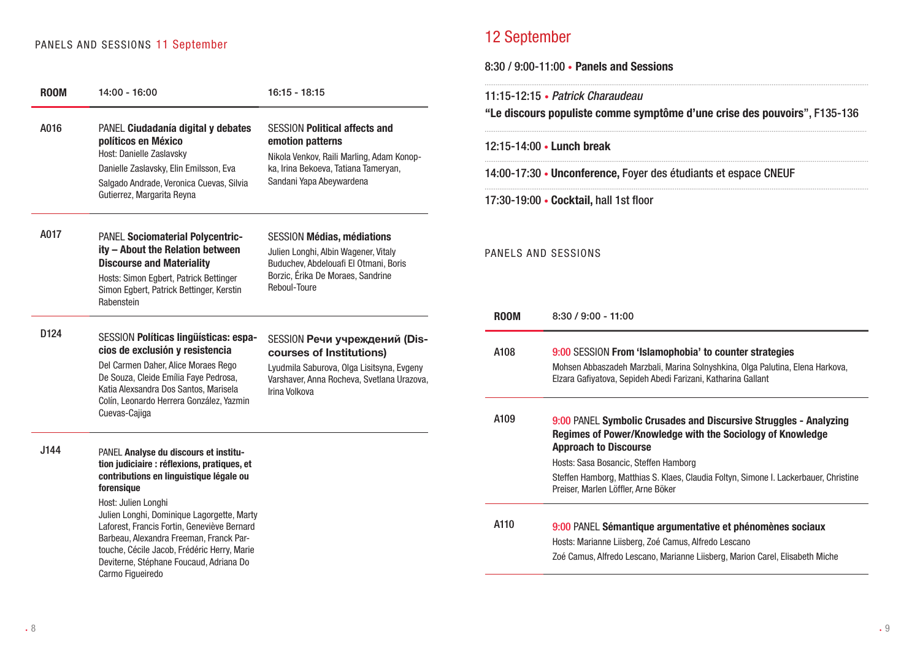## PANELS AND SESSIONS 11 September

| ROOM | 14:00 - 16:00 | 16:15 - 18:15 |
|---|---|---|
| A016 | PANEL **Ciudadanía digital y debates políticos en México**<br>Host: Danielle Zaslavsky<br>Danielle Zaslavsky, Elin Emilsson, Eva Salgado Andrade, Veronica Cuevas, Silvia Gutierrez, Margarita Reyna | SESSION **Political affects and emotion patterns**<br>Nikola Venkov, Raili Marling, Adam Konopka, Irina Bekoeva, Tatiana Tameryan, Sandani Yapa Abeywardena |
| A017 | PANEL **Sociomaterial Polycentricity – About the Relation between Discourse and Materiality**<br>Hosts: Simon Egbert, Patrick Bettinger<br>Simon Egbert, Patrick Bettinger, Kerstin Rabenstein | SESSION **Médias, médiations**<br>Julien Longhi, Albin Wagener, Vitaly Buduchev, Abdelouafi El Otmani, Boris Borzic, Érika De Moraes, Sandrine Reboul-Toure |
| D124 | SESSION **Políticas lingüísticas: espacios de exclusión y resistencia**<br>Del Carmen Daher, Alice Moraes Rego De Souza, Cleide Emília Faye Pedrosa, Katia Alexsandra Dos Santos, Marisela Colín, Leonardo Herrera González, Yazmin Cuevas-Cajiga | SESSION **Речи учреждений (Discourses of Institutions)**<br>Lyudmila Saburova, Olga Lisitsyna, Evgeny Varshaver, Anna Rocheva, Svetlana Urazova, Irina Volkova |
| J144 | PANEL **Analyse du discours et institution judiciaire : réflexions, pratiques, et contributions en linguistique légale ou forensique**<br>Host: Julien Longhi<br>Julien Longhi, Dominique Lagorgette, Marty Laforest, Francis Fortin, Geneviève Bernard Barbeau, Alexandra Freeman, Franck Partouche, Cécile Jacob, Frédéric Herry, Marie Deviterne, Stéphane Foucaud, Adriana Do Carmo Figueiredo | |

## 12 September

8:30 / 9:00-11:00 • **Panels and Sessions**

11:15-12:15 • *Patrick Charaudeau*
**"Le discours populiste comme symptôme d'une crise des pouvoirs"**, F135-136

12:15-14:00 • **Lunch break**

14:00-17:30 • **Unconference,** Foyer des étudiants et espace CNEUF

17:30-19:00 • **Cocktail,** hall 1st floor

### PANELS AND SESSIONS

| ROOM | 8:30 / 9:00 - 11:00 |
|---|---|
| A108 | 9:00 SESSION **From 'Islamophobia' to counter strategies**<br>Mohsen Abbaszadeh Marzbali, Marina Solnyshkina, Olga Palutina, Elena Harkova, Elzara Gafiyatova, Sepideh Abedi Farizani, Katharina Gallant |
| A109 | 9:00 PANEL **Symbolic Crusades and Discursive Struggles - Analyzing Regimes of Power/Knowledge with the Sociology of Knowledge Approach to Discourse**<br>Hosts: Sasa Bosancic, Steffen Hamborg<br>Steffen Hamborg, Matthias S. Klaes, Claudia Foltyn, Simone I. Lackerbauer, Christine Preiser, Marlen Löffler, Arne Böker |
| A110 | 9:00 PANEL **Sémantique argumentative et phénomènes sociaux**<br>Hosts: Marianne Liisberg, Zoé Camus, Alfredo Lescano<br>Zoé Camus, Alfredo Lescano, Marianne Liisberg, Marion Carel, Elisabeth Miche |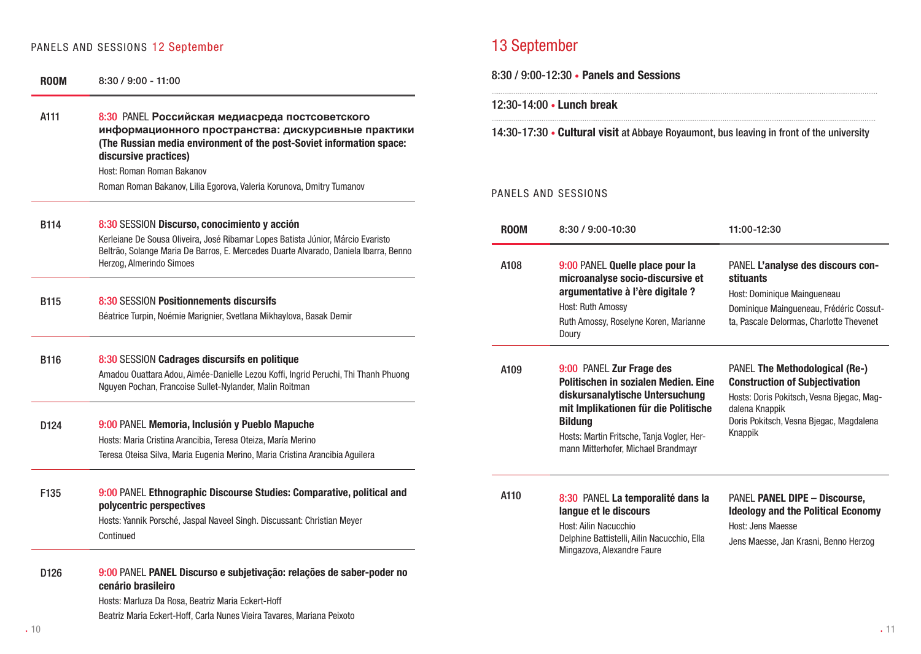## PANELS AND SESSIONS 12 September

| ROOM | 8:30 / 9:00 - 11:00 |
|---|---|
| A111 | 8:30 PANEL **Российская медиасреда постсоветского информационного пространства: дискурсивные практики (The Russian media environment of the post-Soviet information space: discursive practices)**<br>Host: Roman Roman Bakanov<br>Roman Roman Bakanov, Lilia Egorova, Valeria Korunova, Dmitry Tumanov |
| B114 | 8:30 SESSION **Discurso, conocimiento y acción**<br>Kerleiane De Sousa Oliveira, José Ribamar Lopes Batista Júnior, Márcio Evaristo Beltrão, Solange Maria De Barros, E. Mercedes Duarte Alvarado, Daniela Ibarra, Benno Herzog, Almerindo Simoes |
| B115 | 8:30 SESSION **Positionnements discursifs**<br>Béatrice Turpin, Noémie Marignier, Svetlana Mikhaylova, Basak Demir |
| B116 | 8:30 SESSION **Cadrages discursifs en politique**<br>Amadou Ouattara Adou, Aimée-Danielle Lezou Koffi, Ingrid Peruchi, Thi Thanh Phuong Nguyen Pochan, Francoise Sullet-Nylander, Malin Roitman |
| D124 | 9:00 PANEL **Memoria, Inclusión y Pueblo Mapuche**<br>Hosts: Maria Cristina Arancibia, Teresa Oteiza, María Merino<br>Teresa Oteisa Silva, Maria Eugenia Merino, Maria Cristina Arancibia Aguilera |
| F135 | 9:00 PANEL **Ethnographic Discourse Studies: Comparative, political and polycentric perspectives**<br>Hosts: Yannik Porsché, Jaspal Naveel Singh. Discussant: Christian Meyer<br>Continued |
| D126 | 9:00 PANEL **PANEL Discurso e subjetivação: relações de saber-poder no cenário brasileiro**<br>Hosts: Marluza Da Rosa, Beatriz Maria Eckert-Hoff<br>Beatriz Maria Eckert-Hoff, Carla Nunes Vieira Tavares, Mariana Peixoto |

# 13 September

8:30 / 9:00-12:30 • **Panels and Sessions**

12:30-14:00 • **Lunch break**

14:30-17:30 • **Cultural visit** at Abbaye Royaumont, bus leaving in front of the university

## PANELS AND SESSIONS

| ROOM | 8:30 / 9:00-10:30 | 11:00-12:30 |
|---|---|---|
| A108 | 9:00 PANEL **Quelle place pour la microanalyse socio-discursive et argumentative à l'ère digitale ?**<br>Host: Ruth Amossy<br>Ruth Amossy, Roselyne Koren, Marianne Doury | PANEL **L'analyse des discours constituants**<br>Host: Dominique Maingueneau<br>Dominique Maingueneau, Frédéric Cossutta, Pascale Delormas, Charlotte Thevenet |
| A109 | 9:00 PANEL **Zur Frage des Politischen in sozialen Medien. Eine diskursanalytische Untersuchung mit Implikationen für die Politische Bildung**<br>Hosts: Martin Fritsche, Tanja Vogler, Hermann Mitterhofer, Michael Brandmayr | PANEL **The Methodological (Re-) Construction of Subjectivation**<br>Hosts: Doris Pokitsch, Vesna Bjegac, Magdalena Knappik<br>Doris Pokitsch, Vesna Bjegac, Magdalena Knappik |
| A110 | 8:30 PANEL **La temporalité dans la langue et le discours**<br>Host: Ailin Nacucchio<br>Delphine Battistelli, Ailin Nacucchio, Ella Mingazova, Alexandre Faure | PANEL **PANEL DIPE – Discourse, Ideology and the Political Economy**<br>Host: Jens Maesse<br>Jens Maesse, Jan Krasni, Benno Herzog |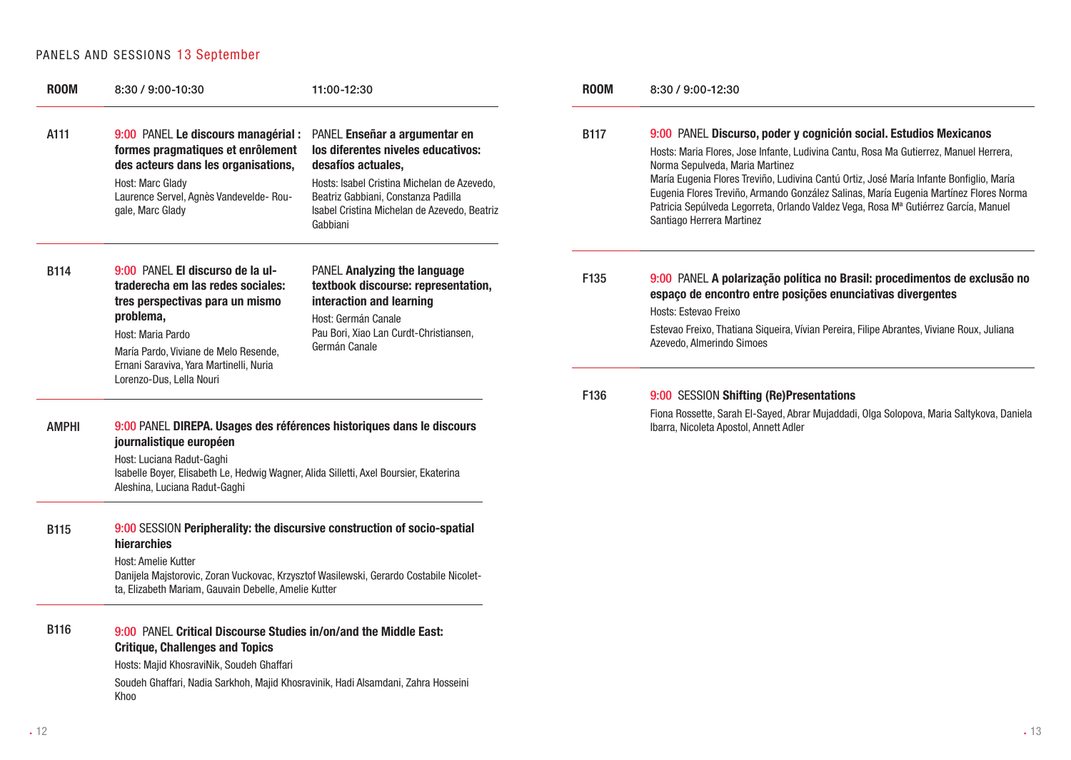## PANELS AND SESSIONS 13 September

| ROOM | 8:30 / 9:00-10:30 | 11:00-12:30 |
|---|---|---|
| A111 | 9:00 PANEL **Le discours managérial : formes pragmatiques et enrôlement des acteurs dans les organisations,** Host: Marc Glady Laurence Servel, Agnès Vandevelde- Rougale, Marc Glady | PANEL **Enseñar a argumentar en los diferentes niveles educativos: desafíos actuales,** Hosts: Isabel Cristina Michelan de Azevedo, Beatriz Gabbiani, Constanza Padilla Isabel Cristina Michelan de Azevedo, Beatriz Gabbiani |
| B114 | 9:00 PANEL **El discurso de la ultraderecha em las redes sociales: tres perspectivas para un mismo problema,** Host: Maria Pardo María Pardo, Viviane de Melo Resende, Ernani Saraviva, Yara Martinelli, Nuria Lorenzo-Dus, Lella Nouri | PANEL **Analyzing the language textbook discourse: representation, interaction and learning** Host: Germán Canale Pau Bori, Xiao Lan Curdt-Christiansen, Germán Canale |
| AMPHI | 9:00 PANEL **DIREPA. Usages des références historiques dans le discours journalistique européen** Host: Luciana Radut-Gaghi Isabelle Boyer, Elisabeth Le, Hedwig Wagner, Alida Silletti, Axel Boursier, Ekaterina Aleshina, Luciana Radut-Gaghi | |
| B115 | 9:00 SESSION **Peripherality: the discursive construction of socio-spatial hierarchies** Host: Amelie Kutter Danijela Majstorovic, Zoran Vuckovac, Krzysztof Wasilewski, Gerardo Costabile Nicoletta, Elizabeth Mariam, Gauvain Debelle, Amelie Kutter | |
| B116 | 9:00 PANEL **Critical Discourse Studies in/on/and the Middle East: Critique, Challenges and Topics** Hosts: Majid KhosraviNik, Soudeh Ghaffari Soudeh Ghaffari, Nadia Sarkhoh, Majid Khosravinik, Hadi Alsamdani, Zahra Hosseini Khoo | |

| ROOM | 8:30 / 9:00-12:30 |
|---|---|
| B117 | 9:00 PANEL **Discurso, poder y cognición social. Estudios Mexicanos** Hosts: Maria Flores, Jose Infante, Ludivina Cantu, Rosa Ma Gutierrez, Manuel Herrera, Norma Sepulveda, Maria Martinez María Eugenia Flores Treviño, Ludivina Cantú Ortiz, José María Infante Bonfiglio, María Eugenia Flores Treviño, Armando González Salinas, María Eugenia Martínez Flores Norma Patricia Sepúlveda Legorreta, Orlando Valdez Vega, Rosa Mª Gutiérrez García, Manuel Santiago Herrera Martinez |
| F135 | 9:00 PANEL **A polarização política no Brasil: procedimentos de exclusão no espaço de encontro entre posições enunciativas divergentes** Hosts: Estevao Freixo Estevao Freixo, Thatiana Siqueira, Vívian Pereira, Filipe Abrantes, Viviane Roux, Juliana Azevedo, Almerindo Simoes |
| F136 | 9:00 SESSION **Shifting (Re)Presentations** Fiona Rossette, Sarah El-Sayed, Abrar Mujaddadi, Olga Solopova, Maria Saltykova, Daniela Ibarra, Nicoleta Apostol, Annett Adler |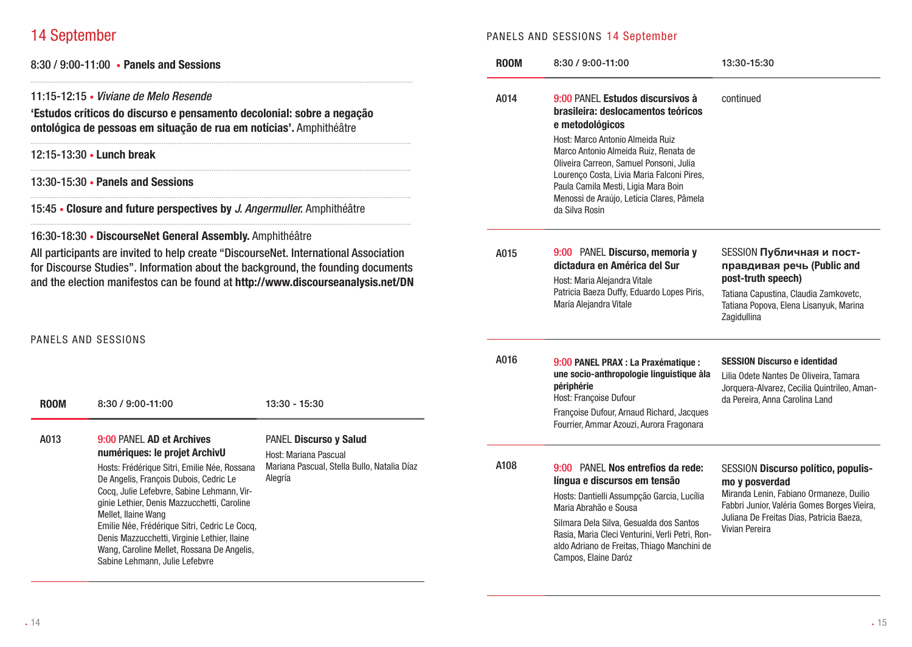# 14 September

8:30 / 9:00-11:00 • **Panels and Sessions**

11:15-12:15 • *Viviane de Melo Resende*

**'Estudos críticos do discurso e pensamento decolonial: sobre a negação ontológica de pessoas em situação de rua em notícias'.** Amphithéâtre

12:15-13:30 • **Lunch break**

13:30-15:30 • **Panels and Sessions**

15:45 • **Closure and future perspectives by** ***J. Angermuller.*** Amphithéâtre

16:30-18:30 • **DiscourseNet General Assembly.** Amphithéâtre

All participants are invited to help create "DiscourseNet. International Association for Discourse Studies". Information about the background, the founding documents and the election manifestos can be found at **http://www.discourseanalysis.net/DN**

## PANELS AND SESSIONS 14 September

| ROOM | 8:30 / 9:00-11:00 | 13:30 - 15:30 |
|---|---|---|
| A013 | 9:00 PANEL **AD et Archives numériques: le projet ArchivU**<br>Hosts: Frédérique Sitri, Emilie Née, Rossana De Angelis, François Dubois, Cedric Le Cocq, Julie Lefebvre, Sabine Lehmann, Virginie Lethier, Denis Mazzucchetti, Caroline Mellet, Ilaine Wang<br>Emilie Née, Frédérique Sitri, Cedric Le Cocq, Denis Mazzucchetti, Virginie Lethier, Ilaine Wang, Caroline Mellet, Rossana De Angelis, Sabine Lehmann, Julie Lefebvre | PANEL **Discurso y Salud**<br>Host: Mariana Pascual<br>Mariana Pascual, Stella Bullo, Natalia Díaz Alegría |
| A014 | 9:00 PANEL **Estudos discursivos à brasileira: deslocamentos teóricos e metodológicos**<br>Host: Marco Antonio Almeida Ruiz<br>Marco Antonio Almeida Ruiz, Renata de Oliveira Carreon, Samuel Ponsoni, Julia Lourenço Costa, Livia Maria Falconi Pires, Paula Camila Mesti, Ligia Mara Boin Menossi de Araújo, Letícia Clares, Pâmela da Silva Rosin | continued |
| A015 | 9:00 PANEL **Discurso, memoria y dictadura en América del Sur**<br>Host: Maria Alejandra Vitale<br>Patricia Baeza Duffy, Eduardo Lopes Piris, María Alejandra Vitale | SESSION **Публичная и пост-правдивая речь (Public and post-truth speech)**<br>Tatiana Capustina, Claudia Zamkovetc, Tatiana Popova, Elena Lisanyuk, Marina Zagidullina |
| A016 | 9:00 **PANEL PRAX : La Praxématique : une socio-anthropologie linguistique àla périphérie**<br>Host: Françoise Dufour<br>Françoise Dufour, Arnaud Richard, Jacques Fourrier, Ammar Azouzi, Aurora Fragonara | **SESSION Discurso e identidad**<br>Lilia Odete Nantes De Oliveira, Tamara Jorquera-Alvarez, Cecilia Quintrileo, Amanda Pereira, Anna Carolina Land |
| A108 | 9:00 PANEL **Nos entrefios da rede: língua e discursos em tensão**<br>Hosts: Dantielli Assumpção Garcia, Lucília Maria Abrahão e Sousa<br>Silmara Dela Silva, Gesualda dos Santos Rasia, Maria Cleci Venturini, Verli Petri, Ronaldo Adriano de Freitas, Thiago Manchini de Campos, Elaine Daróz | SESSION **Discurso político, populismo y posverdad**<br>Miranda Lenin, Fabiano Ormaneze, Duilio Fabbri Junior, Valéria Gomes Borges Vieira, Juliana De Freitas Dias, Patricia Baeza, Vivian Pereira |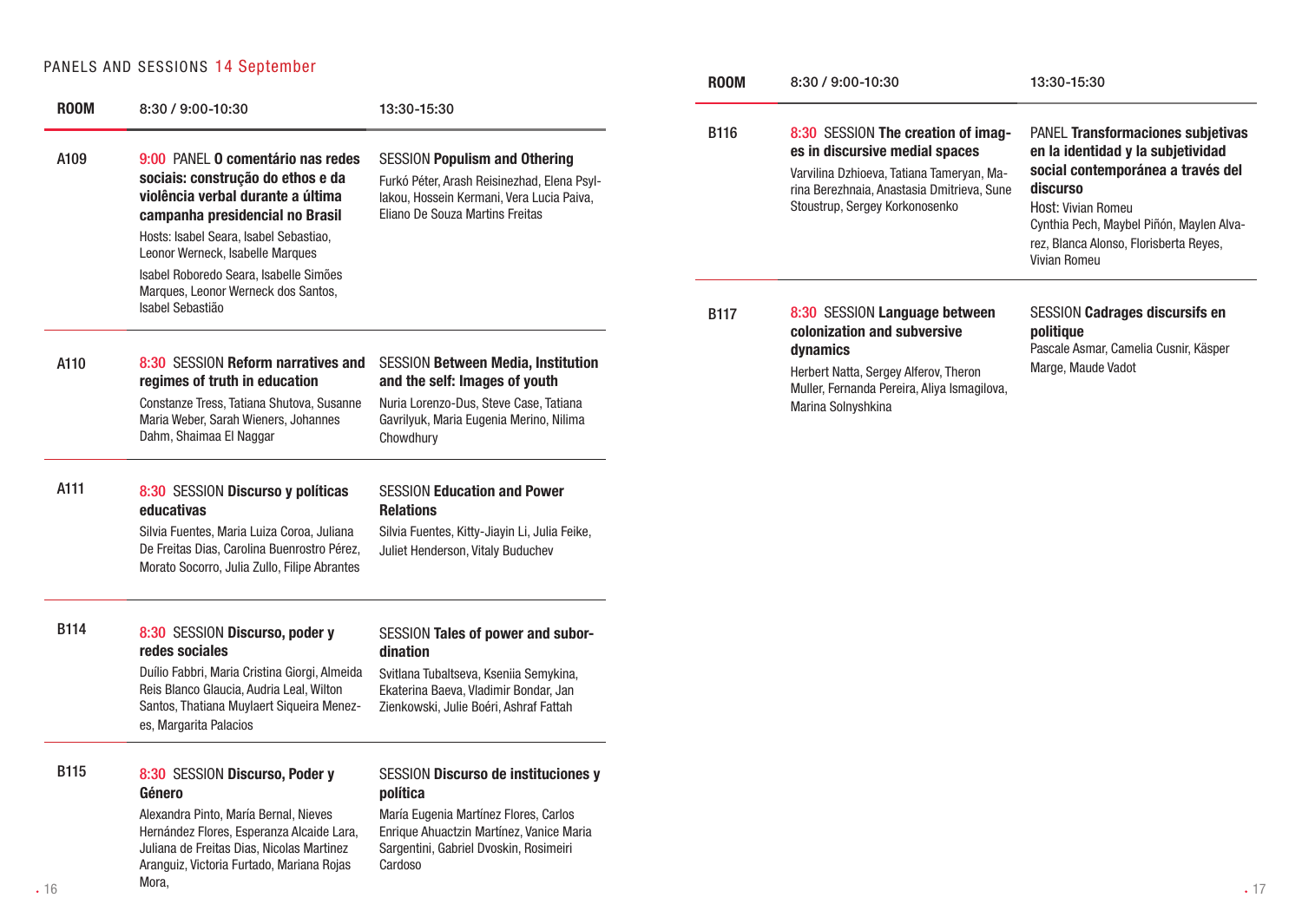## PANELS AND SESSIONS 14 September

| ROOM | 8:30 / 9:00-10:30 | 13:30-15:30 |
|---|---|---|
| A109 | 9:00 PANEL **O comentário nas redes sociais: construção do ethos e da violência verbal durante a última campanha presidencial no Brasil**<br>Hosts: Isabel Seara, Isabel Sebastiao, Leonor Werneck, Isabelle Marques<br>Isabel Roboredo Seara, Isabelle Simões Marques, Leonor Werneck dos Santos, Isabel Sebastião | SESSION **Populism and Othering**<br>Furkó Péter, Arash Reisinezhad, Elena Psyllakou, Hossein Kermani, Vera Lucia Paiva, Eliano De Souza Martins Freitas |
| A110 | 8:30 SESSION **Reform narratives and regimes of truth in education**<br>Constanze Tress, Tatiana Shutova, Susanne Maria Weber, Sarah Wieners, Johannes Dahm, Shaimaa El Naggar | SESSION **Between Media, Institution and the self: Images of youth**<br>Nuria Lorenzo-Dus, Steve Case, Tatiana Gavrilyuk, Maria Eugenia Merino, Nilima Chowdhury |
| A111 | 8:30 SESSION **Discurso y políticas educativas**<br>Silvia Fuentes, Maria Luiza Coroa, Juliana De Freitas Dias, Carolina Buenrostro Pérez, Morato Socorro, Julia Zullo, Filipe Abrantes | SESSION **Education and Power Relations**<br>Silvia Fuentes, Kitty-Jiayin Li, Julia Feike, Juliet Henderson, Vitaly Buduchev |
| B114 | 8:30 SESSION **Discurso, poder y redes sociales**<br>Duílio Fabbri, Maria Cristina Giorgi, Almeida Reis Blanco Glaucia, Audria Leal, Wilton Santos, Thatiana Muylaert Siqueira Menezes, Margarita Palacios | SESSION **Tales of power and subordination**<br>Svitlana Tubaltseva, Kseniia Semykina, Ekaterina Baeva, Vladimir Bondar, Jan Zienkowski, Julie Boéri, Ashraf Fattah |
| B115 | 8:30 SESSION **Discurso, Poder y Género**<br>Alexandra Pinto, María Bernal, Nieves Hernández Flores, Esperanza Alcaide Lara, Juliana de Freitas Dias, Nicolas Martinez Aranguiz, Victoria Furtado, Mariana Rojas Mora, | SESSION **Discurso de instituciones y política**<br>María Eugenia Martínez Flores, Carlos Enrique Ahuactzin Martínez, Vanice Maria Sargentini, Gabriel Dvoskin, Rosimeiri Cardoso |
| B116 | 8:30 SESSION **The creation of images in discursive medial spaces**<br>Varvilina Dzhioeva, Tatiana Tameryan, Marina Berezhnaia, Anastasia Dmitrieva, Sune Stoustrup, Sergey Korkonosenko | PANEL **Transformaciones subjetivas en la identidad y la subjetividad social contemporánea a través del discurso**<br>Host: Vivian Romeu<br>Cynthia Pech, Maybel Piñón, Maylen Alvarez, Blanca Alonso, Florisberta Reyes, Vivian Romeu |
| B117 | 8:30 SESSION **Language between colonization and subversive dynamics**<br>Herbert Natta, Sergey Alferov, Theron Muller, Fernanda Pereira, Aliya Ismagilova, Marina Solnyshkina | SESSION **Cadrages discursifs en politique**<br>Pascale Asmar, Camelia Cusnir, Käsper Marge, Maude Vadot |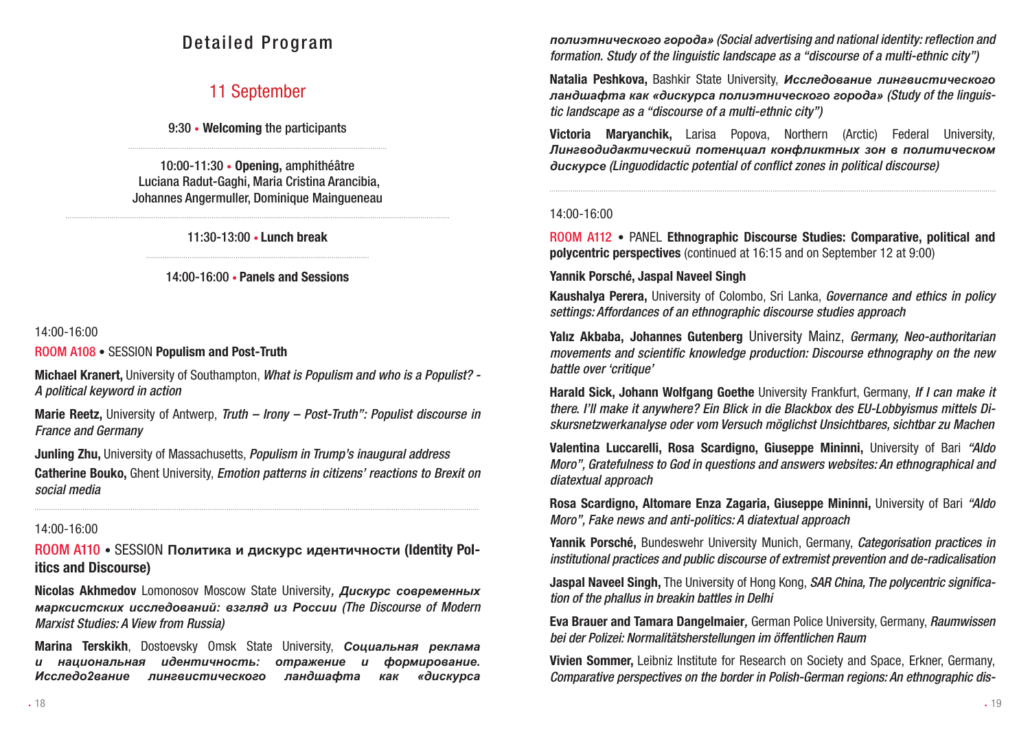# Detailed Program

## 11 September

9:30 • **Welcoming** the participants

10:00-11:30 • **Opening,** amphithéâtre
Luciana Radut-Gaghi, Maria Cristina Arancibia, Johannes Angermuller, Dominique Maingueneau

11:30-13:00 • **Lunch break**

14:00-16:00 • **Panels and Sessions**

14:00-16:00

ROOM A108 • SESSION **Populism and Post-Truth**

**Michael Kranert,** University of Southampton, *What is Populism and who is a Populist? - A political keyword in action*

**Marie Reetz,** University of Antwerp, *Truth – Irony – Post-Truth": Populist discourse in France and Germany*

**Junling Zhu,** University of Massachusetts, *Populism in Trump's inaugural address*

**Catherine Bouko,** Ghent University, *Emotion patterns in citizens' reactions to Brexit on social media*

14:00-16:00

ROOM A110 • SESSION **Политика и дискурс идентичности (Identity Politics and Discourse)**

**Nicolas Akhmedov** Lomonosov Moscow State University*, **Дискурс современных марксистских исследований: взгляд из России** (The Discourse of Modern Marxist Studies: A View from Russia)*

**Marina Terskikh**, Dostoevsky Omsk State University, ***Социальная реклама и национальная идентичность: отражение и формирование. Исследо2вание лингвистического ландшафта как «дискурса полиэтнического города»** (Social advertising and national identity: reflection and formation. Study of the linguistic landscape as a "discourse of a multi-ethnic city")*

**Natalia Peshkova,** Bashkir State University, ***Исследование лингвистического ландшафта как «дискурса полиэтнического города»** (Study of the linguistic landscape as a "discourse of a multi-ethnic city")*

**Victoria Maryanchik,** Larisa Popova, Northern (Arctic) Federal University, ***Лингводидактический потенциал конфликтных зон в политическом дискурсе** (Linguodidactic potential of conflict zones in political discourse)*

14:00-16:00

ROOM A112 • PANEL **Ethnographic Discourse Studies: Comparative, political and polycentric perspectives** (continued at 16:15 and on September 12 at 9:00)

**Yannik Porsché, Jaspal Naveel Singh**

**Kaushalya Perera,** University of Colombo, Sri Lanka, *Governance and ethics in policy settings: Affordances of an ethnographic discourse studies approach*

**Yalız Akbaba, Johannes Gutenberg** University Mainz, *Germany, Neo-authoritarian movements and scientific knowledge production: Discourse ethnography on the new battle over 'critique'*

**Harald Sick, Johann Wolfgang Goethe** University Frankfurt, Germany, *If I can make it there. I'll make it anywhere? Ein Blick in die Blackbox des EU-Lobbyismus mittels Diskursnetzwerkanalyse oder vom Versuch möglichst Unsichtbares, sichtbar zu Machen*

**Valentina Luccarelli, Rosa Scardigno, Giuseppe Mininni,** University of Bari *"Aldo Moro", Gratefulness to God in questions and answers websites: An ethnographical and diatextual approach*

**Rosa Scardigno, Altomare Enza Zagaria, Giuseppe Mininni,** University of Bari *"Aldo Moro", Fake news and anti-politics: A diatextual approach*

**Yannik Porsché,** Bundeswehr University Munich, Germany, *Categorisation practices in institutional practices and public discourse of extremist prevention and de-radicalisation*

**Jaspal Naveel Singh,** The University of Hong Kong, *SAR China, The polycentric signification of the phallus in breakin battles in Delhi*

**Eva Brauer and Tamara Dangelmaier***,* German Police University, Germany, *Raumwissen bei der Polizei: Normalitätsherstellungen im öffentlichen Raum*

**Vivien Sommer,** Leibniz Institute for Research on Society and Space, Erkner, Germany, *Comparative perspectives on the border in Polish-German regions: An ethnographic dis-*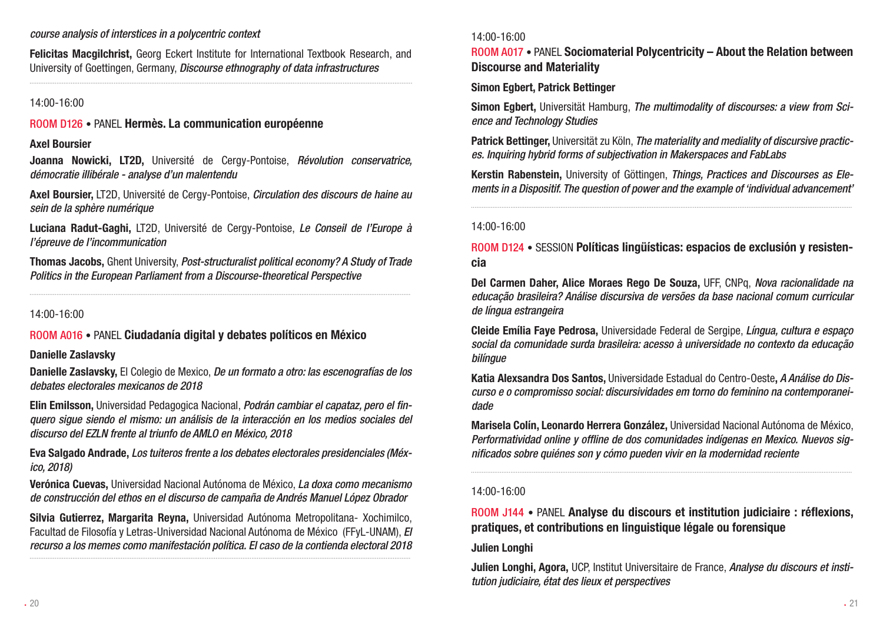*course analysis of interstices in a polycentric context*

**Felicitas Macgilchrist,** Georg Eckert Institute for International Textbook Research, and University of Goettingen, Germany, *Discourse ethnography of data infrastructures*

---

14:00-16:00

### ROOM D126 • PANEL **Hermès. La communication européenne**

**Axel Boursier**

**Joanna Nowicki, LT2D,** Université de Cergy-Pontoise, *Révolution conservatrice, démocratie illibérale - analyse d'un malentendu*

**Axel Boursier,** LT2D, Université de Cergy-Pontoise, *Circulation des discours de haine au sein de la sphère numérique*

**Luciana Radut-Gaghi,** LT2D, Université de Cergy-Pontoise, *Le Conseil de l'Europe à l'épreuve de l'incommunication*

**Thomas Jacobs,** Ghent University, *Post-structuralist political economy? A Study of Trade Politics in the European Parliament from a Discourse-theoretical Perspective*

---

14:00-16:00

### ROOM A016 • PANEL **Ciudadanía digital y debates políticos en México**

**Danielle Zaslavsky**

**Danielle Zaslavsky,** El Colegio de Mexico, *De un formato a otro: las escenografías de los debates electorales mexicanos de 2018*

**Elin Emilsson,** Universidad Pedagogica Nacional, *Podrán cambiar el capataz, pero el finquero sigue siendo el mismo: un análisis de la interacción en los medios sociales del discurso del EZLN frente al triunfo de AMLO en México, 2018*

**Eva Salgado Andrade,** *Los tuiteros frente a los debates electorales presidenciales (México, 2018)*

**Verónica Cuevas,** Universidad Nacional Autónoma de México, *La doxa como mecanismo de construcción del ethos en el discurso de campaña de Andrés Manuel López Obrador*

**Silvia Gutierrez, Margarita Reyna,** Universidad Autónoma Metropolitana- Xochimilco, Facultad de Filosofía y Letras-Universidad Nacional Autónoma de México (FFyL-UNAM), *El recurso a los memes como manifestación política. El caso de la contienda electoral 2018*

---

14:00-16:00

### ROOM A017 • PANEL **Sociomaterial Polycentricity – About the Relation between Discourse and Materiality**

**Simon Egbert, Patrick Bettinger**

**Simon Egbert,** Universität Hamburg, *The multimodality of discourses: a view from Science and Technology Studies*

**Patrick Bettinger,** Universität zu Köln, *The materiality and mediality of discursive practices. Inquiring hybrid forms of subjectivation in Makerspaces and FabLabs*

**Kerstin Rabenstein,** University of Göttingen, *Things, Practices and Discourses as Elements in a Dispositif. The question of power and the example of 'individual advancement'*

---

14:00-16:00

### ROOM D124 • SESSION **Políticas lingüísticas: espacios de exclusión y resistencia**

**Del Carmen Daher, Alice Moraes Rego De Souza,** UFF, CNPq, *Nova racionalidade na educação brasileira? Análise discursiva de versões da base nacional comum curricular de língua estrangeira*

**Cleide Emília Faye Pedrosa,** Universidade Federal de Sergipe, *Língua, cultura e espaço social da comunidade surda brasileira: acesso à universidade no contexto da educação bilíngue*

**Katia Alexsandra Dos Santos,** Universidade Estadual do Centro-Oeste**,** *A Análise do Discurso e o compromisso social: discursividades em torno do feminino na contemporaneidade*

**Marisela Colín, Leonardo Herrera González,** Universidad Nacional Autónoma de México, *Performatividad online y offline de dos comunidades indígenas en Mexico. Nuevos significados sobre quiénes son y cómo pueden vivir en la modernidad reciente*

---

14:00-16:00

### ROOM J144 • PANEL **Analyse du discours et institution judiciaire : réflexions, pratiques, et contributions en linguistique légale ou forensique**

**Julien Longhi**

**Julien Longhi, Agora,** UCP, Institut Universitaire de France, *Analyse du discours et institution judiciaire, état des lieux et perspectives*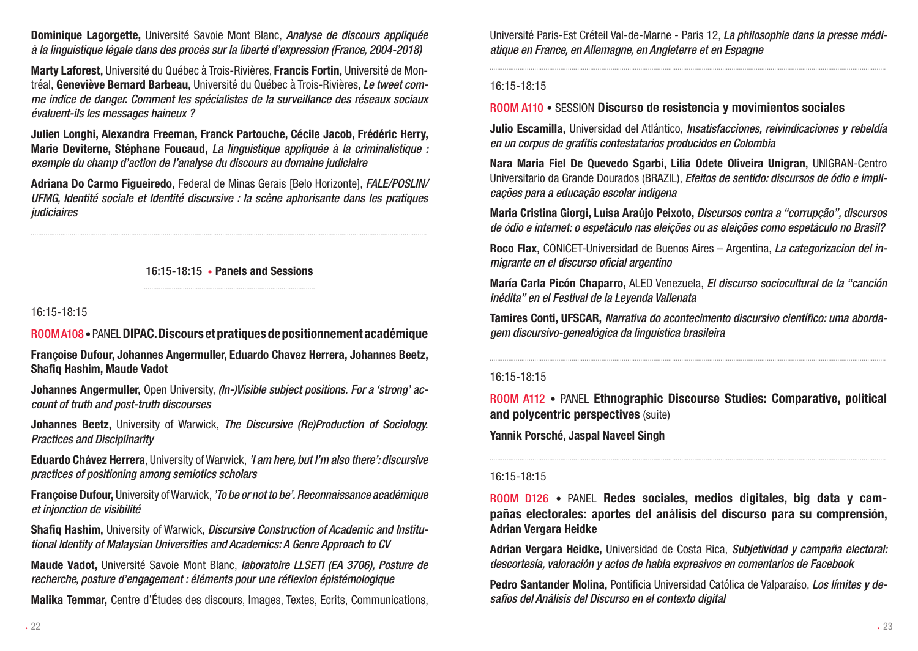**Dominique Lagorgette,** Université Savoie Mont Blanc, *Analyse de discours appliquée à la linguistique légale dans des procès sur la liberté d'expression (France, 2004-2018)*

**Marty Laforest,** Université du Québec à Trois-Rivières, **Francis Fortin,** Université de Montréal, **Geneviève Bernard Barbeau,** Université du Québec à Trois-Rivières, *Le tweet comme indice de danger. Comment les spécialistes de la surveillance des réseaux sociaux évaluent-ils les messages haineux ?*

**Julien Longhi, Alexandra Freeman, Franck Partouche, Cécile Jacob, Frédéric Herry, Marie Deviterne, Stéphane Foucaud,** *La linguistique appliquée à la criminalistique : exemple du champ d'action de l'analyse du discours au domaine judiciaire*

**Adriana Do Carmo Figueiredo,** Federal de Minas Gerais [Belo Horizonte], *FALE/POSLIN/UFMG, Identité sociale et Identité discursive : la scène aphorisante dans les pratiques judiciaires*

---

## 16:15-18:15 • Panels and Sessions

16:15-18:15

### ROOM A108 • PANEL DIPAC. Discours et pratiques de positionnement académique

**Françoise Dufour, Johannes Angermuller, Eduardo Chavez Herrera, Johannes Beetz, Shafiq Hashim, Maude Vadot**

**Johannes Angermuller,** Open University, *(In-)Visible subject positions. For a 'strong' account of truth and post-truth discourses*

**Johannes Beetz,** University of Warwick, *The Discursive (Re)Production of Sociology. Practices and Disciplinarity*

**Eduardo Chávez Herrera**, University of Warwick, *'I am here, but I'm also there': discursive practices of positioning among semiotics scholars*

**Françoise Dufour,** University of Warwick, *'To be or not to be'. Reconnaissance académique et injonction de visibilité*

**Shafiq Hashim,** University of Warwick, *Discursive Construction of Academic and Institutional Identity of Malaysian Universities and Academics: A Genre Approach to CV*

**Maude Vadot,** Université Savoie Mont Blanc, *laboratoire LLSETI (EA 3706), Posture de recherche, posture d'engagement : éléments pour une réflexion épistémologique*

**Malika Temmar,** Centre d'Études des discours, Images, Textes, Ecrits, Communications, Université Paris-Est Créteil Val-de-Marne - Paris 12, *La philosophie dans la presse médiatique en France, en Allemagne, en Angleterre et en Espagne*

---

16:15-18:15

### ROOM A110 • SESSION Discurso de resistencia y movimientos sociales

**Julio Escamilla,** Universidad del Atlántico, *Insatisfacciones, reivindicaciones y rebeldía en un corpus de grafitis contestatarios producidos en Colombia*

**Nara Maria Fiel De Quevedo Sgarbi, Lilia Odete Oliveira Unigran,** UNIGRAN-Centro Universitario da Grande Dourados (BRAZIL), *Efeitos de sentido: discursos de ódio e implicações para a educação escolar indígena*

**Maria Cristina Giorgi, Luisa Araújo Peixoto,** *Discursos contra a "corrupção", discursos de ódio e internet: o espetáculo nas eleições ou as eleições como espetáculo no Brasil?*

**Roco Flax,** CONICET-Universidad de Buenos Aires – Argentina, *La categorizacion del inmigrante en el discurso oficial argentino*

**María Carla Picón Chaparro,** ALED Venezuela, *El discurso sociocultural de la "canción inédita" en el Festival de la Leyenda Vallenata*

**Tamires Conti, UFSCAR,** *Narrativa do acontecimento discursivo científico: uma abordagem discursivo-genealógica da linguística brasileira*

---

16:15-18:15

### ROOM A112 • PANEL Ethnographic Discourse Studies: Comparative, political and polycentric perspectives (suite)

**Yannik Porsché, Jaspal Naveel Singh**

---

16:15-18:15

### ROOM D126 • PANEL Redes sociales, medios digitales, big data y campañas electorales: aportes del análisis del discurso para su comprensión, Adrian Vergara Heidke

**Adrian Vergara Heidke,** Universidad de Costa Rica, *Subjetividad y campaña electoral: descortesía, valoración y actos de habla expresivos en comentarios de Facebook*

**Pedro Santander Molina,** Pontificia Universidad Católica de Valparaíso, *Los límites y desafíos del Análisis del Discurso en el contexto digital*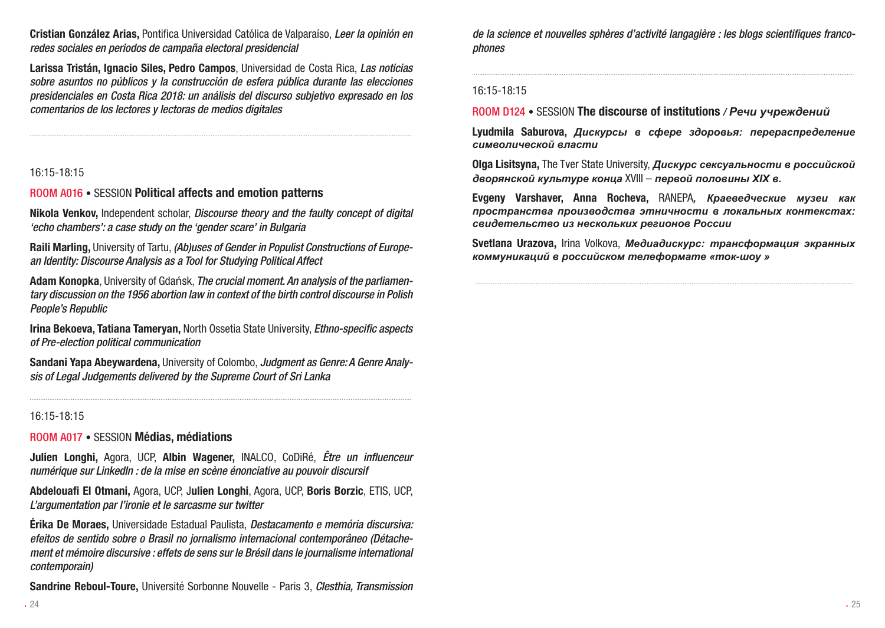**Cristian González Arias,** Pontifica Universidad Católica de Valparaíso, *Leer la opinión en redes sociales en periodos de campaña electoral presidencial*

**Larissa Tristán, Ignacio Siles, Pedro Campos**, Universidad de Costa Rica, *Las noticias sobre asuntos no públicos y la construcción de esfera pública durante las elecciones presidenciales en Costa Rica 2018: un análisis del discurso subjetivo expresado en los comentarios de los lectores y lectoras de medios digitales*

---

16:15-18:15

ROOM A016 • SESSION **Political affects and emotion patterns**

**Nikola Venkov,** Independent scholar, *Discourse theory and the faulty concept of digital 'echo chambers': a case study on the 'gender scare' in Bulgaria*

**Raili Marling,** University of Tartu, *(Ab)uses of Gender in Populist Constructions of European Identity: Discourse Analysis as a Tool for Studying Political Affect*

**Adam Konopka**, University of Gdańsk, *The crucial moment. An analysis of the parliamentary discussion on the 1956 abortion law in context of the birth control discourse in Polish People's Republic*

**Irina Bekoeva, Tatiana Tameryan,** North Ossetia State University, *Ethno-specific aspects of Pre-election political communication*

**Sandani Yapa Abeywardena,** University of Colombo, *Judgment as Genre: A Genre Analysis of Legal Judgements delivered by the Supreme Court of Sri Lanka*

---

16:15-18:15

ROOM A017 • SESSION **Médias, médiations**

**Julien Longhi,** Agora, UCP, **Albin Wagener,** INALCO, CoDiRé, *Être un influenceur numérique sur LinkedIn : de la mise en scène énonciative au pouvoir discursif*

**Abdelouafi El Otmani,** Agora, UCP, **Julien Longhi**, Agora, UCP, **Boris Borzic**, ETIS, UCP, *L'argumentation par l'ironie et le sarcasme sur twitter*

**Érika De Moraes,** Universidade Estadual Paulista, *Destacamento e memória discursiva: efeitos de sentido sobre o Brasil no jornalismo internacional contemporâneo (Détachement et mémoire discursive : effets de sens sur le Brésil dans le journalisme international contemporain)*

**Sandrine Reboul-Toure,** Université Sorbonne Nouvelle - Paris 3, *Clesthia, Transmission de la science et nouvelles sphères d'activité langagière : les blogs scientifiques francophones*

---

16:15-18:15

ROOM D124 • SESSION **The discourse of institutions** */ Речи учреждений*

**Lyudmila Saburova,** *Дискурсы в сфере здоровья: перераспределение символической власти*

**Olga Lisitsyna,** The Tver State University, *Дискурс сексуальности в российской дворянской культуре конца* XVIII – *первой половины XIX в.*

**Evgeny Varshaver, Anna Rocheva,** RANEPA*, Краеведческие музеи как пространства производства этничности в локальных контекстах: свидетельство из нескольких регионов России*

**Svetlana Urazova,** Irina Volkova, *Медиадискурс: трансформация экранных коммуникаций в российском телеформате «ток-шоу »*

---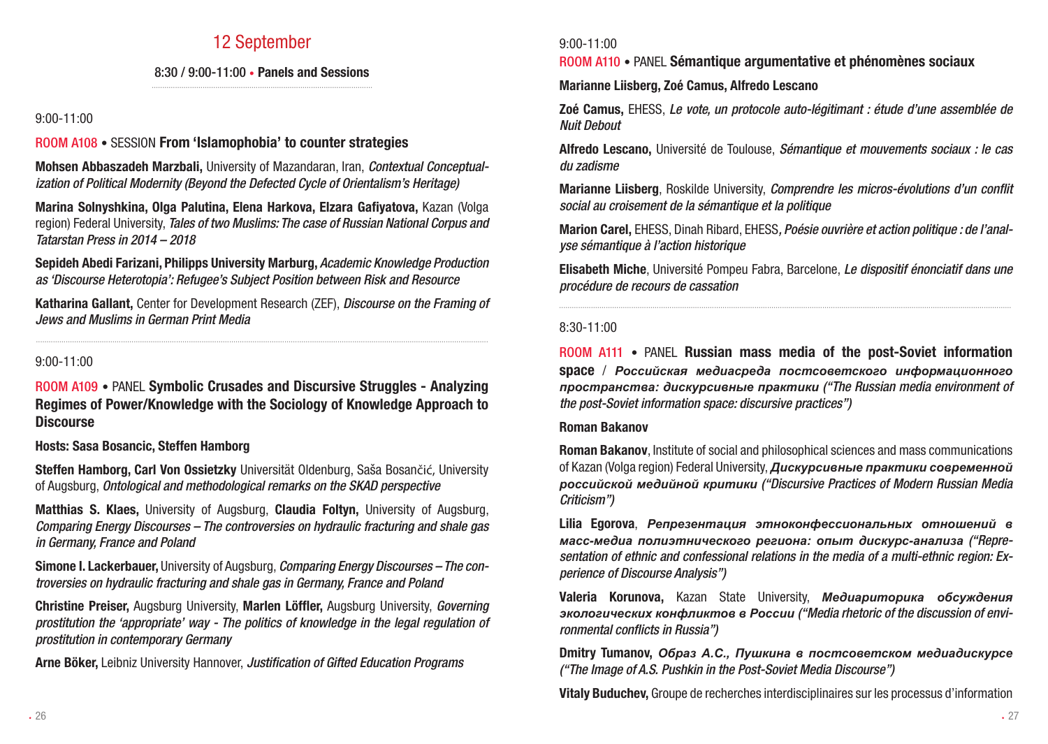## 12 September

**8:30 / 9:00-11:00 • Panels and Sessions**

9:00-11:00

### ROOM A108 • SESSION **From 'Islamophobia' to counter strategies**

**Mohsen Abbaszadeh Marzbali,** University of Mazandaran, Iran, *Contextual Conceptualization of Political Modernity (Beyond the Defected Cycle of Orientalism's Heritage)*

**Marina Solnyshkina, Olga Palutina, Elena Harkova, Elzara Gafiyatova,** Kazan (Volga region) Federal University, *Tales of two Muslims: The case of Russian National Corpus and Tatarstan Press in 2014 – 2018*

**Sepideh Abedi Farizani, Philipps University Marburg,** *Academic Knowledge Production as 'Discourse Heterotopia': Refugee's Subject Position between Risk and Resource*

**Katharina Gallant,** Center for Development Research (ZEF), *Discourse on the Framing of Jews and Muslims in German Print Media*

9:00-11:00

### ROOM A109 • PANEL **Symbolic Crusades and Discursive Struggles - Analyzing Regimes of Power/Knowledge with the Sociology of Knowledge Approach to Discourse**

**Hosts: Sasa Bosancic, Steffen Hamborg**

**Steffen Hamborg, Carl Von Ossietzky** Universität Oldenburg, Saša Bosančić, University of Augsburg, *Ontological and methodological remarks on the SKAD perspective*

**Matthias S. Klaes,** University of Augsburg, **Claudia Foltyn,** University of Augsburg, *Comparing Energy Discourses – The controversies on hydraulic fracturing and shale gas in Germany, France and Poland*

**Simone I. Lackerbauer,** University of Augsburg, *Comparing Energy Discourses – The controversies on hydraulic fracturing and shale gas in Germany, France and Poland*

**Christine Preiser,** Augsburg University, **Marlen Löffler,** Augsburg University, *Governing prostitution the 'appropriate' way - The politics of knowledge in the legal regulation of prostitution in contemporary Germany*

**Arne Böker,** Leibniz University Hannover, *Justification of Gifted Education Programs*

9:00-11:00

### ROOM A110 • PANEL **Sémantique argumentative et phénomènes sociaux**

**Marianne Liisberg, Zoé Camus, Alfredo Lescano**

**Zoé Camus,** EHESS, *Le vote, un protocole auto-légitimant : étude d'une assemblée de Nuit Debout*

**Alfredo Lescano,** Université de Toulouse, *Sémantique et mouvements sociaux : le cas du zadisme*

**Marianne Liisberg**, Roskilde University, *Comprendre les micros-évolutions d'un conflit social au croisement de la sémantique et la politique*

**Marion Carel,** EHESS, Dinah Ribard, EHESS, *Poésie ouvrière et action politique : de l'analyse sémantique à l'action historique*

**Elisabeth Miche**, Université Pompeu Fabra, Barcelone, *Le dispositif énonciatif dans une procédure de recours de cassation*

8:30-11:00

### ROOM A111 • PANEL **Russian mass media of the post-Soviet information space** / ***Российская медиасреда постсоветского информационного пространства: дискурсивные практики*** *("The Russian media environment of the post-Soviet information space: discursive practices")*

**Roman Bakanov**

**Roman Bakanov**, Institute of social and philosophical sciences and mass communications of Kazan (Volga region) Federal University, ***Дискурсивные практики современной российской медийной критики*** *("Discursive Practices of Modern Russian Media Criticism")*

**Lilia Egorova**, ***Репрезентация этноконфессиональных отношений в масс-медиа полиэтнического региона: опыт дискурс-анализа*** *("Representation of ethnic and confessional relations in the media of a multi-ethnic region: Experience of Discourse Analysis")*

**Valeria Korunova,** Kazan State University, ***Медиариторика обсуждения экологических конфликтов в России*** *("Media rhetoric of the discussion of environmental conflicts in Russia")*

**Dmitry Tumanov,** ***Образ А.С., Пушкина в постсоветском медиадискурсе*** *("The Image of A.S. Pushkin in the Post-Soviet Media Discourse")*

**Vitaly Buduchev,** Groupe de recherches interdisciplinaires sur les processus d'information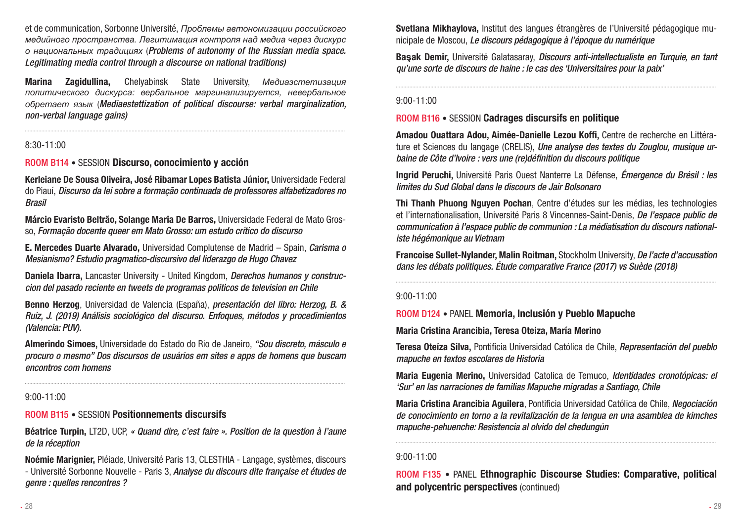et de communication, Sorbonne Université, *Проблемы автономизации российского медийного пространства. Легитимация контроля над медиа через дискурс о национальных традициях* (*Problems of autonomy of the Russian media space. Legitimating media control through a discourse on national traditions)*

**Marina Zagidullina,** Chelyabinsk State University, *Медиаэстетизация политического дискурса: вербальное маргинализируется, невербальное обретает язык* (*Mediaestettization of political discourse: verbal marginalization, non-verbal language gains)*

---

8:30-11:00

### ROOM B114 • SESSION **Discurso, conocimiento y acción**

**Kerleiane De Sousa Oliveira, José Ribamar Lopes Batista Júnior,** Universidade Federal do Piauí, *Discurso da lei sobre a formação continuada de professores alfabetizadores no Brasil*

**Márcio Evaristo Beltrão, Solange Maria De Barros,** Universidade Federal de Mato Grosso, *Formação docente queer em Mato Grosso: um estudo crítico do discurso*

**E. Mercedes Duarte Alvarado,** Universidad Complutense de Madrid – Spain, *Carisma o Mesianismo? Estudio pragmatico-discursivo del liderazgo de Hugo Chavez*

**Daniela Ibarra,** Lancaster University - United Kingdom, *Derechos humanos y construccion del pasado reciente en tweets de programas politicos de television en Chile*

**Benno Herzog**, Universidad de Valencia (España), *presentación del libro: Herzog, B. & Ruiz, J. (2019) Análisis sociológico del discurso. Enfoques, métodos y procedimientos (Valencia: PUV).*

**Almerindo Simoes,** Universidade do Estado do Rio de Janeiro, *"Sou discreto, másculo e procuro o mesmo" Dos discursos de usuários em sites e apps de homens que buscam encontros com homens*

---

9:00-11:00

### ROOM B115 • SESSION **Positionnements discursifs**

**Béatrice Turpin,** LT2D, UCP, *« Quand dire, c'est faire ». Position de la question à l'aune de la réception*

**Noémie Marignier,** Pléiade, Université Paris 13, CLESTHIA - Langage, systèmes, discours - Université Sorbonne Nouvelle - Paris 3, *Analyse du discours dite française et études de genre : quelles rencontres ?*

**Svetlana Mikhaylova,** Institut des langues étrangères de l'Université pédagogique municipale de Moscou, *Le discours pédagogique à l'époque du numérique*

**Başak Demir,** Université Galatasaray, *Discours anti-intellectualiste en Turquie, en tant qu'une sorte de discours de haine : le cas des 'Universitaires pour la paix'*

---

9:00-11:00

### ROOM B116 • SESSION **Cadrages discursifs en politique**

**Amadou Ouattara Adou, Aimée-Danielle Lezou Koffi,** Centre de recherche en Littérature et Sciences du langage (CRELIS), *Une analyse des textes du Zouglou, musique urbaine de Côte d'Ivoire : vers une (re)définition du discours politique*

**Ingrid Peruchi,** Université Paris Ouest Nanterre La Défense, *Émergence du Brésil : les limites du Sud Global dans le discours de Jair Bolsonaro*

**Thi Thanh Phuong Nguyen Pochan**, Centre d'études sur les médias, les technologies et l'internationalisation, Université Paris 8 Vincennes-Saint-Denis, *De l'espace public de communication à l'espace public de communion : La médiatisation du discours nationaliste hégémonique au Vietnam*

**Francoise Sullet-Nylander, Malin Roitman,** Stockholm University, *De l'acte d'accusation dans les débats politiques. Étude comparative France (2017) vs Suède (2018)*

---

9:00-11:00

### ROOM D124 • PANEL **Memoria, Inclusión y Pueblo Mapuche**

**Maria Cristina Arancibia, Teresa Oteiza, María Merino**

**Teresa Oteíza Silva,** Pontificia Universidad Católica de Chile, *Representación del pueblo mapuche en textos escolares de Historia*

**Maria Eugenia Merino,** Universidad Catolica de Temuco, *Identidades cronotópicas: el 'Sur' en las narraciones de familias Mapuche migradas a Santiago, Chile*

**Maria Cristina Arancibia Aguilera**, Pontificia Universidad Católica de Chile, *Negociación de conocimiento en torno a la revitalización de la lengua en una asamblea de kimches mapuche-pehuenche: Resistencia al olvido del chedungún*

---

9:00-11:00

### ROOM F135 • PANEL **Ethnographic Discourse Studies: Comparative, political and polycentric perspectives** (continued)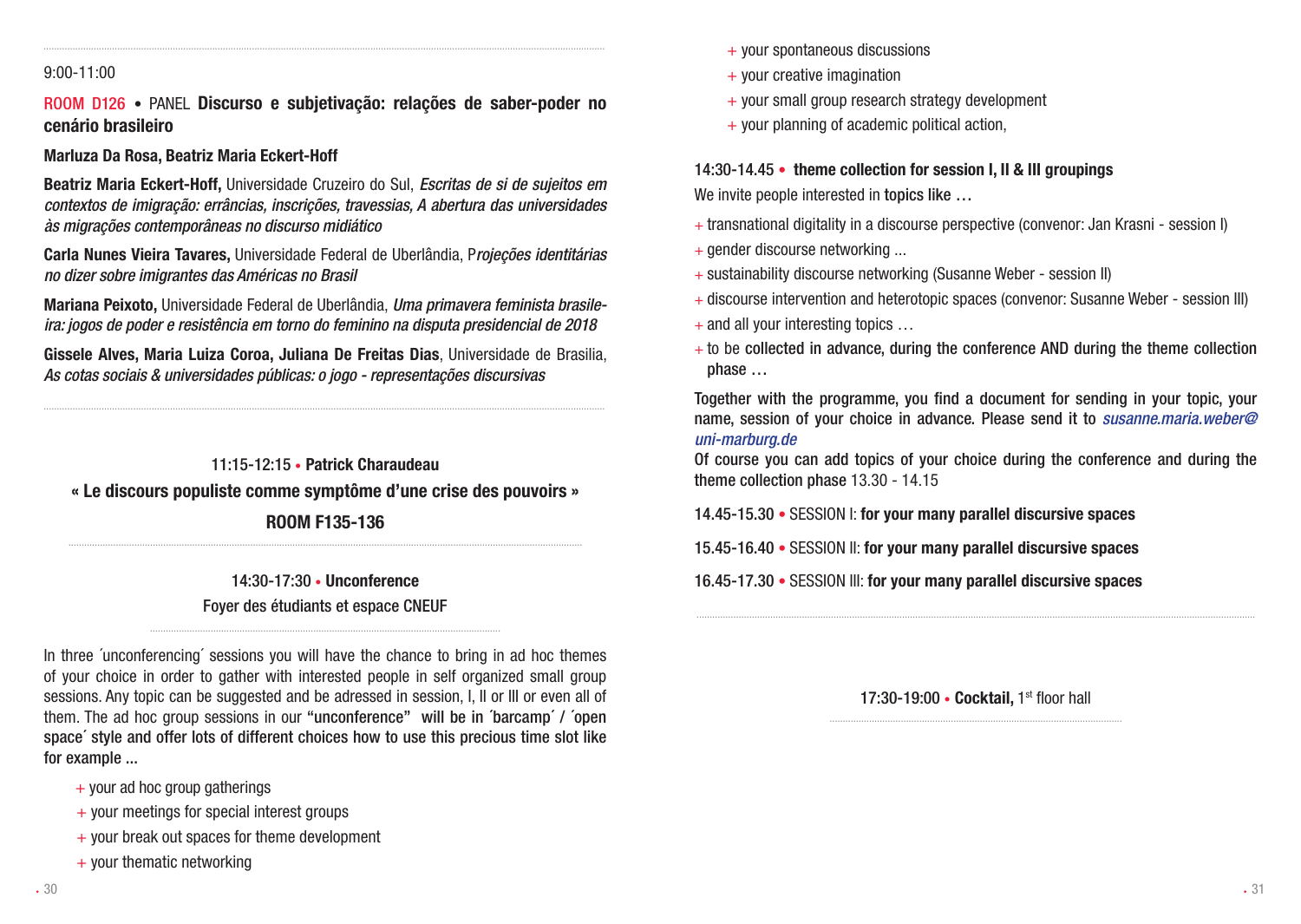9:00-11:00

ROOM D126 • PANEL **Discurso e subjetivação: relações de saber-poder no cenário brasileiro**

**Marluza Da Rosa, Beatriz Maria Eckert-Hoff**

**Beatriz Maria Eckert-Hoff,** Universidade Cruzeiro do Sul, *Escritas de si de sujeitos em contextos de imigração: errâncias, inscrições, travessias, A abertura das universidades às migrações contemporâneas no discurso midiático*

**Carla Nunes Vieira Tavares,** Universidade Federal de Uberlândia, P*rojeções identitárias no dizer sobre imigrantes das Américas no Brasil*

**Mariana Peixoto,** Universidade Federal de Uberlândia, *Uma primavera feminista brasileira: jogos de poder e resistência em torno do feminino na disputa presidencial de 2018*

**Gissele Alves, Maria Luiza Coroa, Juliana De Freitas Dias**, Universidade de Brasilia, *As cotas sociais & universidades públicas: o jogo - representações discursivas*

11:15-12:15 • **Patrick Charaudeau**

**« Le discours populiste comme symptôme d'une crise des pouvoirs »**

**ROOM F135-136**

14:30-17:30 • **Unconference**

Foyer des étudiants et espace CNEUF

In three ´unconferencing´ sessions you will have the chance to bring in ad hoc themes of your choice in order to gather with interested people in self organized small group sessions. Any topic can be suggested and be adressed in session, I, II or III or even all of them. The ad hoc group sessions in our **"unconference" will be in ´barcamp´ / ´open space´ style and offer lots of different choices how to use this precious time slot like for example ...**

+ your ad hoc group gatherings
+ your meetings for special interest groups
+ your break out spaces for theme development
+ your thematic networking
+ your spontaneous discussions
+ your creative imagination
+ your small group research strategy development
+ your planning of academic political action,

14:30-14.45 • **theme collection for session I, II & III groupings**

We invite people interested in **topics like …**

+ transnational digitality in a discourse perspective (convenor: Jan Krasni - session I)
+ gender discourse networking ...
+ sustainability discourse networking (Susanne Weber - session II)
+ discourse intervention and heterotopic spaces (convenor: Susanne Weber - session III)
+ and all your interesting topics …
+ to be **collected in advance, during the conference AND during the theme collection phase …**

**Together with the programme, you find a document for sending in your topic, your name, session of your choice in advance. Please send it to** *susanne.maria.weber@uni-marburg.de*
**Of course you can add topics of your choice during the conference and during the theme collection phase** 13.30 - 14.15

14.45-15.30 • SESSION I: **for your many parallel discursive spaces**

15.45-16.40 • SESSION II: **for your many parallel discursive spaces**

16.45-17.30 • SESSION III: **for your many parallel discursive spaces**

17:30-19:00 • **Cocktail,** 1st floor hall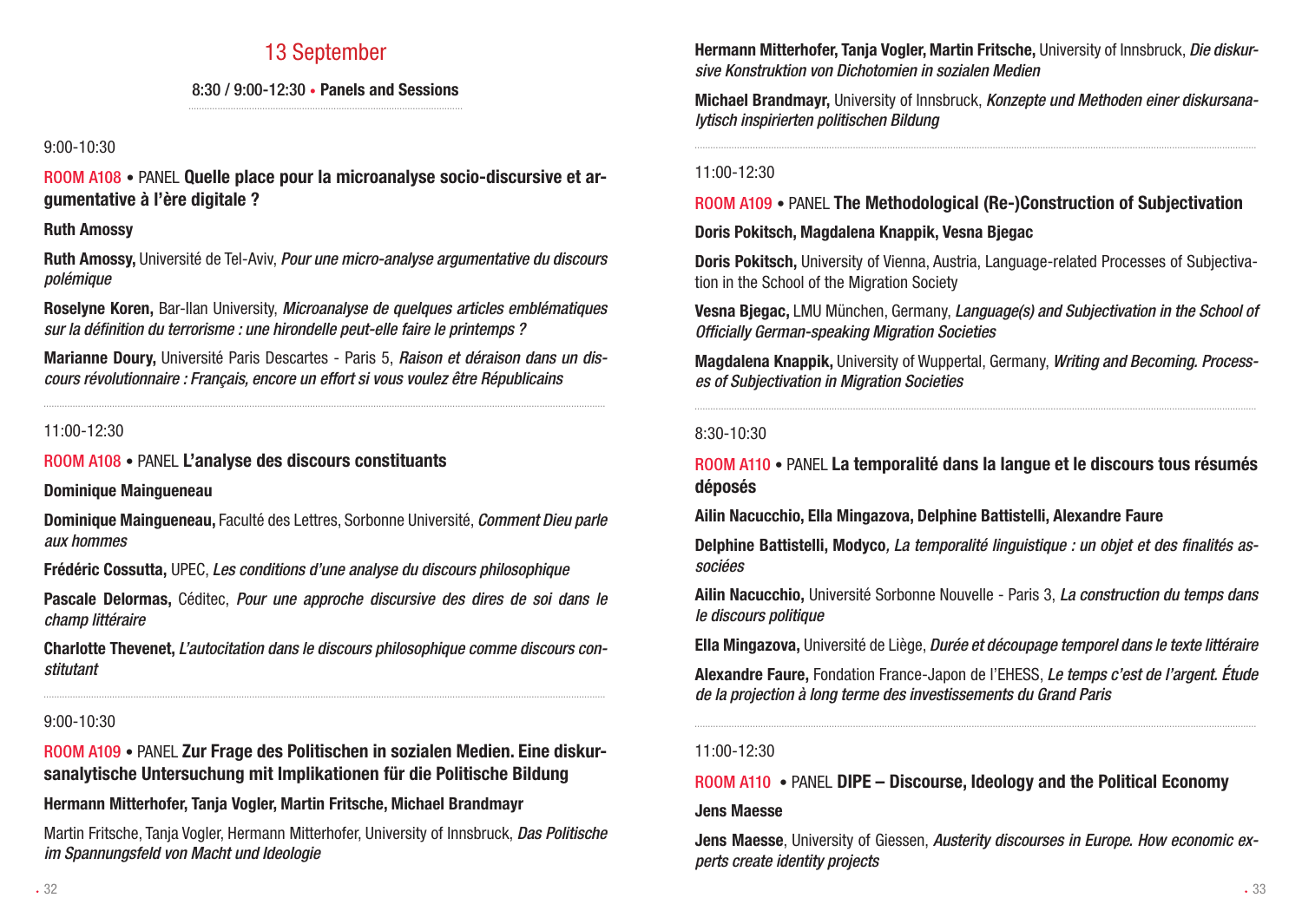## 13 September

### 8:30 / 9:00-12:30 • Panels and Sessions

9:00-10:30

**ROOM A108 • PANEL Quelle place pour la microanalyse socio-discursive et argumentative à l'ère digitale ?**

**Ruth Amossy**

**Ruth Amossy,** Université de Tel-Aviv, *Pour une micro-analyse argumentative du discours polémique*

**Roselyne Koren,** Bar-Ilan University, *Microanalyse de quelques articles emblématiques sur la définition du terrorisme : une hirondelle peut-elle faire le printemps ?*

**Marianne Doury,** Université Paris Descartes - Paris 5, *Raison et déraison dans un discours révolutionnaire : Français, encore un effort si vous voulez être Républicains*

11:00-12:30

**ROOM A108 • PANEL L'analyse des discours constituants**

**Dominique Maingueneau**

**Dominique Maingueneau,** Faculté des Lettres, Sorbonne Université, *Comment Dieu parle aux hommes*

**Frédéric Cossutta,** UPEC, *Les conditions d'une analyse du discours philosophique*

**Pascale Delormas,** Céditec, *Pour une approche discursive des dires de soi dans le champ littéraire*

**Charlotte Thevenet,** *L'autocitation dans le discours philosophique comme discours constitutant*

9:00-10:30

**ROOM A109 • PANEL Zur Frage des Politischen in sozialen Medien. Eine diskursanalytische Untersuchung mit Implikationen für die Politische Bildung**

**Hermann Mitterhofer, Tanja Vogler, Martin Fritsche, Michael Brandmayr**

Martin Fritsche, Tanja Vogler, Hermann Mitterhofer, University of Innsbruck, *Das Politische im Spannungsfeld von Macht und Ideologie*

**Hermann Mitterhofer, Tanja Vogler, Martin Fritsche,** University of Innsbruck, *Die diskursive Konstruktion von Dichotomien in sozialen Medien*

**Michael Brandmayr,** University of Innsbruck, *Konzepte und Methoden einer diskursanalytisch inspirierten politischen Bildung*

11:00-12:30

**ROOM A109 • PANEL The Methodological (Re-)Construction of Subjectivation**

**Doris Pokitsch, Magdalena Knappik, Vesna Bjegac**

**Doris Pokitsch,** University of Vienna, Austria, Language-related Processes of Subjectivation in the School of the Migration Society

**Vesna Bjegac,** LMU München, Germany, *Language(s) and Subjectivation in the School of Officially German-speaking Migration Societies*

**Magdalena Knappik,** University of Wuppertal, Germany, *Writing and Becoming. Processes of Subjectivation in Migration Societies*

8:30-10:30

**ROOM A110 • PANEL La temporalité dans la langue et le discours tous résumés déposés**

**Ailin Nacucchio, Ella Mingazova, Delphine Battistelli, Alexandre Faure**

**Delphine Battistelli, Modyco**, *La temporalité linguistique : un objet et des finalités associées*

**Ailin Nacucchio,** Université Sorbonne Nouvelle - Paris 3, *La construction du temps dans le discours politique*

**Ella Mingazova,** Université de Liège, *Durée et découpage temporel dans le texte littéraire*

**Alexandre Faure,** Fondation France-Japon de l'EHESS, *Le temps c'est de l'argent. Étude de la projection à long terme des investissements du Grand Paris*

11:00-12:30

**ROOM A110 • PANEL DIPE – Discourse, Ideology and the Political Economy**

**Jens Maesse**

**Jens Maesse**, University of Giessen, *Austerity discourses in Europe. How economic experts create identity projects*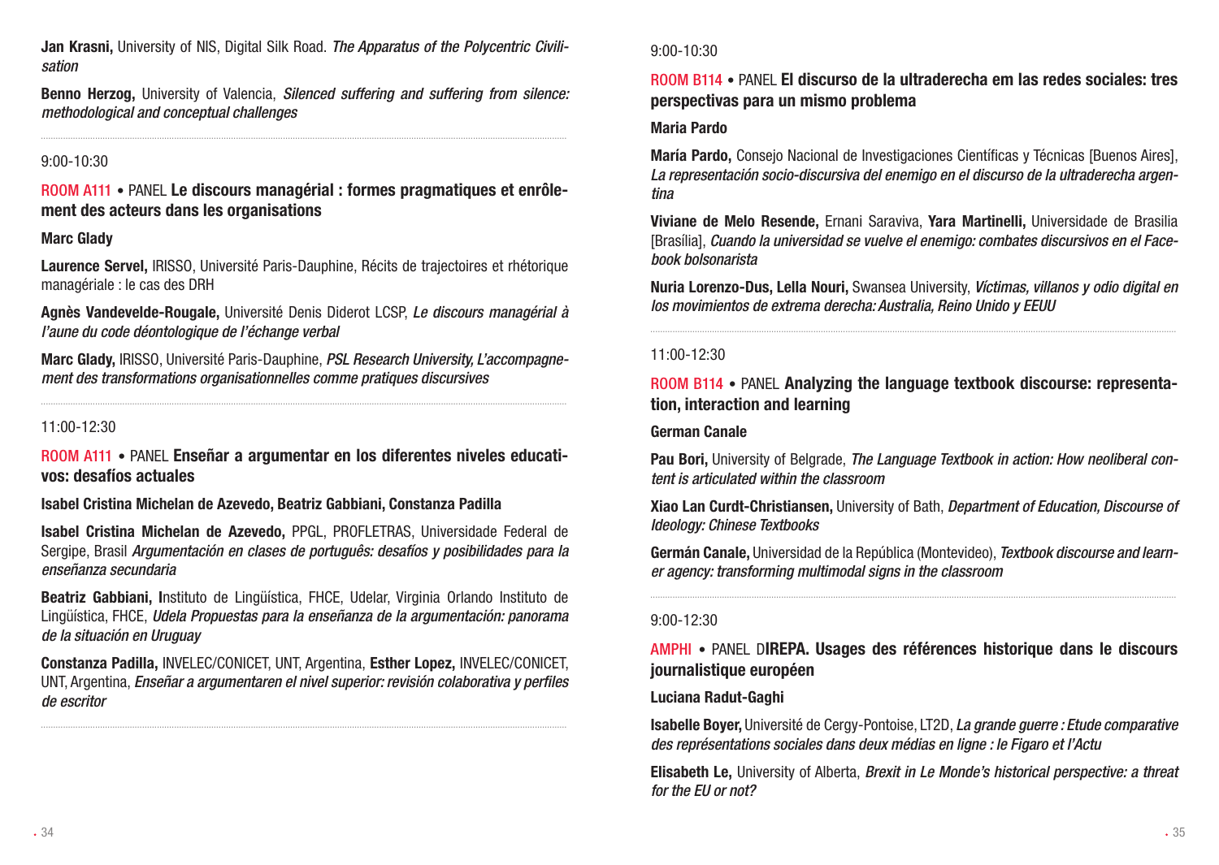**Jan Krasni,** University of NIS, Digital Silk Road. *The Apparatus of the Polycentric Civilisation*

**Benno Herzog,** University of Valencia, *Silenced suffering and suffering from silence: methodological and conceptual challenges*

---

9:00-10:30

### ROOM A111 • PANEL **Le discours managérial : formes pragmatiques et enrôlement des acteurs dans les organisations**

**Marc Glady**

**Laurence Servel,** IRISSO, Université Paris-Dauphine, Récits de trajectoires et rhétorique managériale : le cas des DRH

**Agnès Vandevelde-Rougale,** Université Denis Diderot LCSP, *Le discours managérial à l'aune du code déontologique de l'échange verbal*

**Marc Glady,** IRISSO, Université Paris-Dauphine, *PSL Research University, L'accompagnement des transformations organisationnelles comme pratiques discursives*

---

11:00-12:30

### ROOM A111 • PANEL **Enseñar a argumentar en los diferentes niveles educativos: desafíos actuales**

**Isabel Cristina Michelan de Azevedo, Beatriz Gabbiani, Constanza Padilla**

**Isabel Cristina Michelan de Azevedo,** PPGL, PROFLETRAS, Universidade Federal de Sergipe, Brasil *Argumentación en clases de português: desafíos y posibilidades para la enseñanza secundaria*

**Beatriz Gabbiani, I**nstituto de Lingüística, FHCE, Udelar, Virginia Orlando Instituto de Lingüística, FHCE, *Udela Propuestas para la enseñanza de la argumentación: panorama de la situación en Uruguay*

**Constanza Padilla,** INVELEC/CONICET, UNT, Argentina, **Esther Lopez,** INVELEC/CONICET, UNT, Argentina, *Enseñar a argumentaren el nivel superior: revisión colaborativa y perfiles de escritor*

---

9:00-10:30

### ROOM B114 • PANEL **El discurso de la ultraderecha em las redes sociales: tres perspectivas para un mismo problema**

**Maria Pardo**

**María Pardo,** Consejo Nacional de Investigaciones Científicas y Técnicas [Buenos Aires], *La representación socio-discursiva del enemigo en el discurso de la ultraderecha argentina*

**Viviane de Melo Resende,** Ernani Saraviva, **Yara Martinelli,** Universidade de Brasilia [Brasília], *Cuando la universidad se vuelve el enemigo: combates discursivos en el Facebook bolsonarista*

**Nuria Lorenzo-Dus, Lella Nouri,** Swansea University, *Víctimas, villanos y odio digital en los movimientos de extrema derecha: Australia, Reino Unido y EEUU*

---

11:00-12:30

### ROOM B114 • PANEL **Analyzing the language textbook discourse: representation, interaction and learning**

**German Canale**

**Pau Bori,** University of Belgrade, *The Language Textbook in action: How neoliberal content is articulated within the classroom*

**Xiao Lan Curdt-Christiansen,** University of Bath, *Department of Education, Discourse of Ideology: Chinese Textbooks*

**Germán Canale,** Universidad de la República (Montevideo), *Textbook discourse and learner agency: transforming multimodal signs in the classroom*

---

9:00-12:30

### AMPHI • PANEL D**IREPA. Usages des références historique dans le discours journalistique européen**

**Luciana Radut-Gaghi**

**Isabelle Boyer,** Université de Cergy-Pontoise, LT2D, *La grande guerre : Etude comparative des représentations sociales dans deux médias en ligne : le Figaro et l'Actu*

**Elisabeth Le,** University of Alberta, *Brexit in Le Monde's historical perspective: a threat for the EU or not?*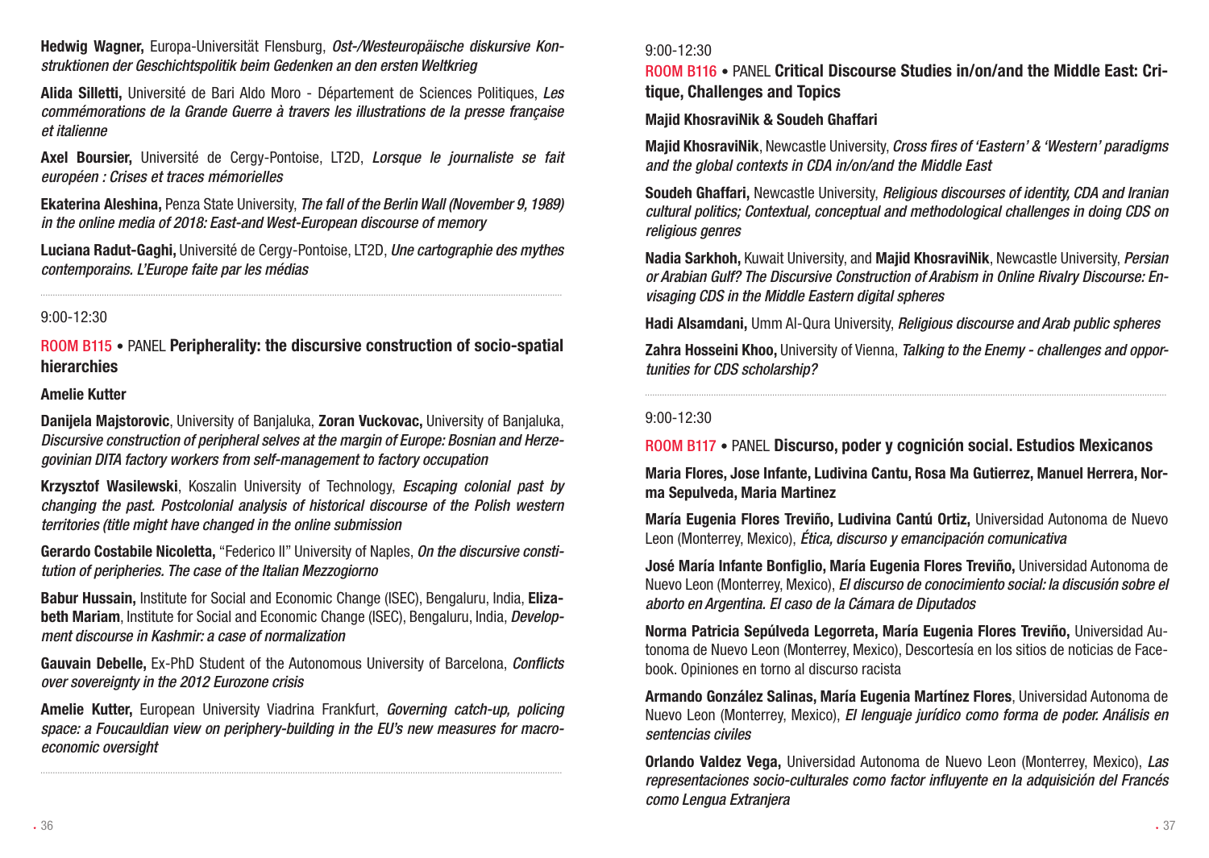**Hedwig Wagner,** Europa-Universität Flensburg, *Ost-/Westeuropäische diskursive Konstruktionen der Geschichtspolitik beim Gedenken an den ersten Weltkrieg*

**Alida Silletti,** Université de Bari Aldo Moro - Département de Sciences Politiques, *Les commémorations de la Grande Guerre à travers les illustrations de la presse française et italienne*

**Axel Boursier,** Université de Cergy-Pontoise, LT2D, *Lorsque le journaliste se fait européen : Crises et traces mémorielles*

**Ekaterina Aleshina,** Penza State University, *The fall of the Berlin Wall (November 9, 1989) in the online media of 2018: East-and West-European discourse of memory*

**Luciana Radut-Gaghi,** Université de Cergy-Pontoise, LT2D, *Une cartographie des mythes contemporains. L'Europe faite par les médias*

---

9:00-12:30

ROOM B115 • PANEL **Peripherality: the discursive construction of socio-spatial hierarchies**

**Amelie Kutter**

**Danijela Majstorovic**, University of Banjaluka, **Zoran Vuckovac,** University of Banjaluka, *Discursive construction of peripheral selves at the margin of Europe: Bosnian and Herzegovinian DITA factory workers from self-management to factory occupation*

**Krzysztof Wasilewski**, Koszalin University of Technology, *Escaping colonial past by changing the past. Postcolonial analysis of historical discourse of the Polish western territories (title might have changed in the online submission*

**Gerardo Costabile Nicoletta,** "Federico II" University of Naples, *On the discursive constitution of peripheries. The case of the Italian Mezzogiorno*

**Babur Hussain,** Institute for Social and Economic Change (ISEC), Bengaluru, India, **Elizabeth Mariam**, Institute for Social and Economic Change (ISEC), Bengaluru, India, *Development discourse in Kashmir: a case of normalization*

**Gauvain Debelle,** Ex-PhD Student of the Autonomous University of Barcelona, *Conflicts over sovereignty in the 2012 Eurozone crisis*

**Amelie Kutter,** European University Viadrina Frankfurt, *Governing catch-up, policing space: a Foucauldian view on periphery-building in the EU's new measures for macroeconomic oversight*

---

9:00-12:30

ROOM B116 • PANEL **Critical Discourse Studies in/on/and the Middle East: Critique, Challenges and Topics**

**Majid KhosraviNik & Soudeh Ghaffari**

**Majid KhosraviNik**, Newcastle University, *Cross fires of 'Eastern' & 'Western' paradigms and the global contexts in CDA in/on/and the Middle East*

**Soudeh Ghaffari,** Newcastle University, *Religious discourses of identity, CDA and Iranian cultural politics; Contextual, conceptual and methodological challenges in doing CDS on religious genres*

**Nadia Sarkhoh,** Kuwait University, and **Majid KhosraviNik**, Newcastle University, *Persian or Arabian Gulf? The Discursive Construction of Arabism in Online Rivalry Discourse: Envisaging CDS in the Middle Eastern digital spheres*

**Hadi Alsamdani,** Umm Al-Qura University, *Religious discourse and Arab public spheres*

**Zahra Hosseini Khoo,** University of Vienna, *Talking to the Enemy - challenges and opportunities for CDS scholarship?*

---

9:00-12:30

ROOM B117 • PANEL **Discurso, poder y cognición social. Estudios Mexicanos**

**Maria Flores, Jose Infante, Ludivina Cantu, Rosa Ma Gutierrez, Manuel Herrera, Norma Sepulveda, Maria Martinez**

**María Eugenia Flores Treviño, Ludivina Cantú Ortiz,** Universidad Autonoma de Nuevo Leon (Monterrey, Mexico), *Ética, discurso y emancipación comunicativa*

**José María Infante Bonfiglio, María Eugenia Flores Treviño,** Universidad Autonoma de Nuevo Leon (Monterrey, Mexico), *El discurso de conocimiento social: la discusión sobre el aborto en Argentina. El caso de la Cámara de Diputados*

**Norma Patricia Sepúlveda Legorreta, María Eugenia Flores Treviño,** Universidad Autonoma de Nuevo Leon (Monterrey, Mexico), Descortesía en los sitios de noticias de Facebook. Opiniones en torno al discurso racista

**Armando González Salinas, María Eugenia Martínez Flores**, Universidad Autonoma de Nuevo Leon (Monterrey, Mexico), *El lenguaje jurídico como forma de poder. Análisis en sentencias civiles*

**Orlando Valdez Vega,** Universidad Autonoma de Nuevo Leon (Monterrey, Mexico), *Las representaciones socio-culturales como factor influyente en la adquisición del Francés como Lengua Extranjera*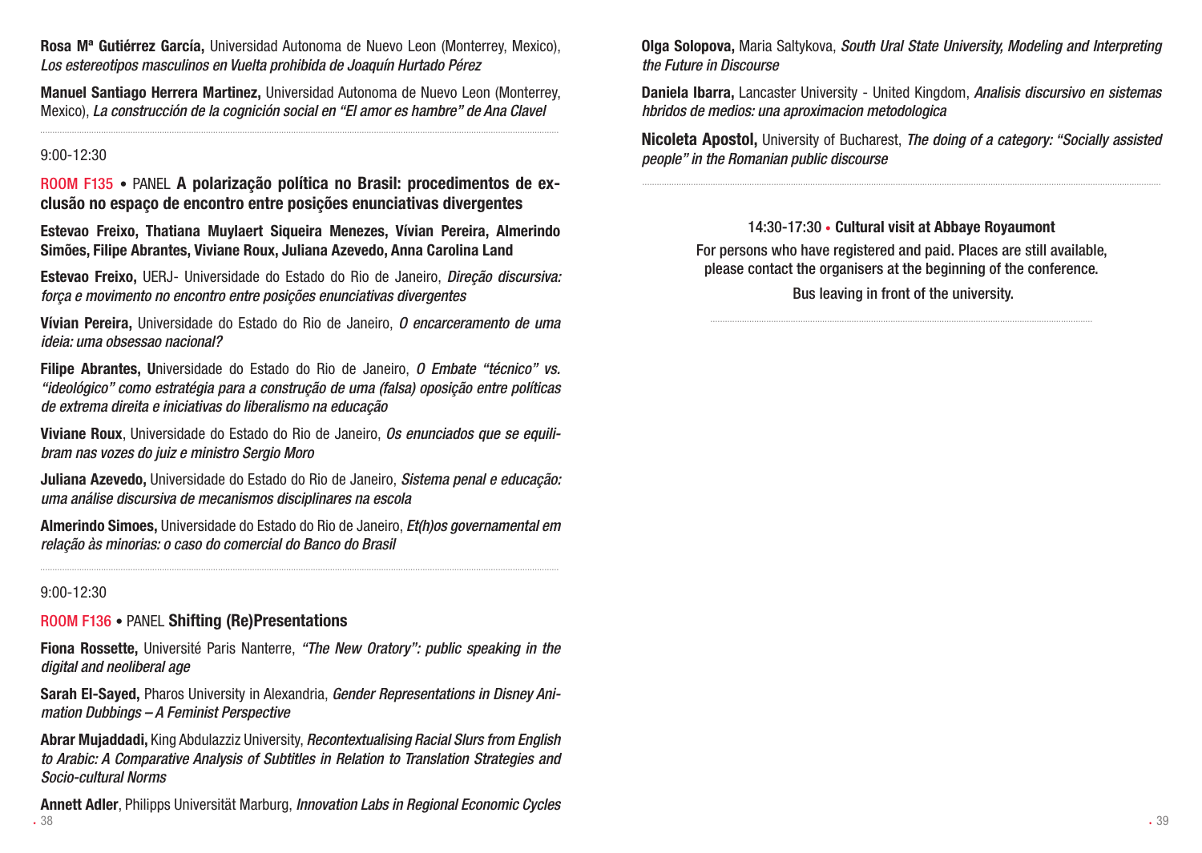**Rosa Mª Gutiérrez García,** Universidad Autonoma de Nuevo Leon (Monterrey, Mexico), *Los estereotipos masculinos en Vuelta prohibida de Joaquín Hurtado Pérez*

**Manuel Santiago Herrera Martinez,** Universidad Autonoma de Nuevo Leon (Monterrey, Mexico), *La construcción de la cognición social en "El amor es hambre" de Ana Clavel*

9:00-12:30

ROOM F135 • PANEL **A polarização política no Brasil: procedimentos de exclusão no espaço de encontro entre posições enunciativas divergentes**

**Estevao Freixo, Thatiana Muylaert Siqueira Menezes, Vívian Pereira, Almerindo Simões, Filipe Abrantes, Viviane Roux, Juliana Azevedo, Anna Carolina Land**

**Estevao Freixo,** UERJ- Universidade do Estado do Rio de Janeiro, *Direção discursiva: força e movimento no encontro entre posições enunciativas divergentes*

**Vívian Pereira,** Universidade do Estado do Rio de Janeiro, *O encarceramento de uma ideia: uma obsessao nacional?*

**Filipe Abrantes, U**niversidade do Estado do Rio de Janeiro, *O Embate "técnico" vs. "ideológico" como estratégia para a construção de uma (falsa) oposição entre políticas de extrema direita e iniciativas do liberalismo na educação*

**Viviane Roux**, Universidade do Estado do Rio de Janeiro, *Os enunciados que se equilibram nas vozes do juiz e ministro Sergio Moro*

**Juliana Azevedo,** Universidade do Estado do Rio de Janeiro, *Sistema penal e educação: uma análise discursiva de mecanismos disciplinares na escola*

**Almerindo Simoes,** Universidade do Estado do Rio de Janeiro, *Et(h)os governamental em relação às minorias: o caso do comercial do Banco do Brasil*

9:00-12:30

ROOM F136 • PANEL **Shifting (Re)Presentations**

**Fiona Rossette,** Université Paris Nanterre, *"The New Oratory": public speaking in the digital and neoliberal age*

**Sarah El-Sayed,** Pharos University in Alexandria, *Gender Representations in Disney Animation Dubbings – A Feminist Perspective*

**Abrar Mujaddadi,** King Abdulazziz University, *Recontextualising Racial Slurs from English to Arabic: A Comparative Analysis of Subtitles in Relation to Translation Strategies and Socio-cultural Norms*

**Annett Adler**, Philipps Universität Marburg, *Innovation Labs in Regional Economic Cycles*

**Olga Solopova,** Maria Saltykova, *South Ural State University, Modeling and Interpreting the Future in Discourse*

**Daniela Ibarra,** Lancaster University - United Kingdom, *Analisis discursivo en sistemas hbridos de medios: una aproximacion metodologica*

**Nicoleta Apostol,** University of Bucharest, *The doing of a category: "Socially assisted people" in the Romanian public discourse*

14:30-17:30 • **Cultural visit at Abbaye Royaumont**

For persons who have registered and paid. Places are still available, please contact the organisers at the beginning of the conference.

Bus leaving in front of the university.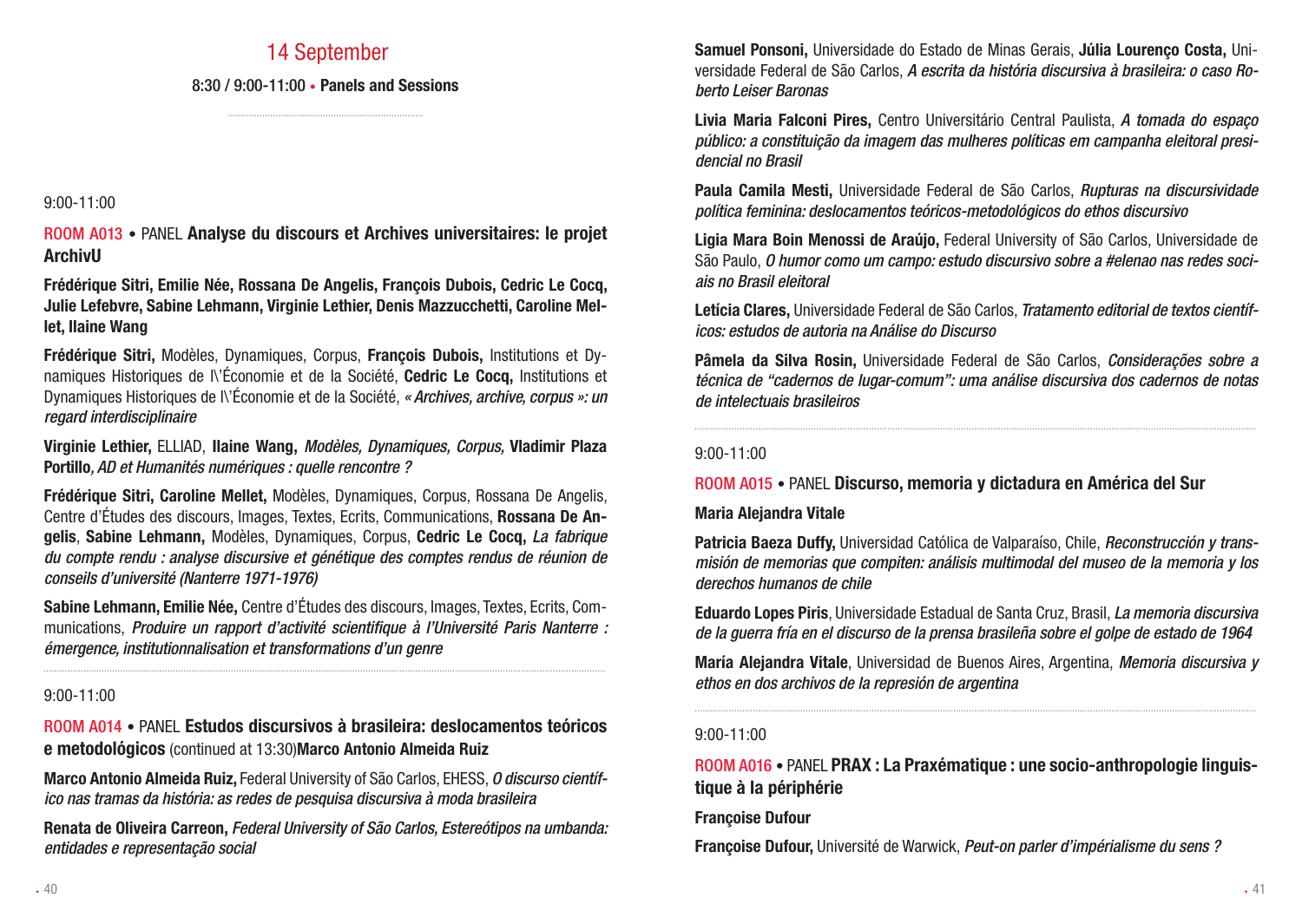## 14 September

**8:30 / 9:00-11:00 • Panels and Sessions**

9:00-11:00

**ROOM A013** • PANEL **Analyse du discours et Archives universitaires: le projet ArchivU**

**Frédérique Sitri, Emilie Née, Rossana De Angelis, François Dubois, Cedric Le Cocq, Julie Lefebvre, Sabine Lehmann, Virginie Lethier, Denis Mazzucchetti, Caroline Mellet, Ilaine Wang**

**Frédérique Sitri,** Modèles, Dynamiques, Corpus, **François Dubois,** Institutions et Dynamiques Historiques de l\'Économie et de la Société, **Cedric Le Cocq,** Institutions et Dynamiques Historiques de l\'Économie et de la Société, *« Archives, archive, corpus »: un regard interdisciplinaire*

**Virginie Lethier,** ELLIAD, **Ilaine Wang,** *Modèles, Dynamiques, Corpus,* **Vladimir Plaza Portillo***, AD et Humanités numériques : quelle rencontre ?*

**Frédérique Sitri, Caroline Mellet,** Modèles, Dynamiques, Corpus, Rossana De Angelis, Centre d'Études des discours, Images, Textes, Ecrits, Communications, **Rossana De Angelis**, **Sabine Lehmann,** Modèles, Dynamiques, Corpus, **Cedric Le Cocq,** *La fabrique du compte rendu : analyse discursive et génétique des comptes rendus de réunion de conseils d'université (Nanterre 1971-1976)*

**Sabine Lehmann, Emilie Née,** Centre d'Études des discours, Images, Textes, Ecrits, Communications, *Produire un rapport d'activité scientifique à l'Université Paris Nanterre : émergence, institutionnalisation et transformations d'un genre*

9:00-11:00

**ROOM A014** • PANEL **Estudos discursivos à brasileira: deslocamentos teóricos e metodológicos** (continued at 13:30)**Marco Antonio Almeida Ruiz**

**Marco Antonio Almeida Ruiz,** Federal University of São Carlos, EHESS, *O discurso científico nas tramas da história: as redes de pesquisa discursiva à moda brasileira*

**Renata de Oliveira Carreon,** *Federal University of São Carlos, Estereótipos na umbanda: entidades e representação social*

**Samuel Ponsoni,** Universidade do Estado de Minas Gerais, **Júlia Lourenço Costa,** Universidade Federal de São Carlos, *A escrita da história discursiva à brasileira: o caso Roberto Leiser Baronas*

**Livia Maria Falconi Pires,** Centro Universitário Central Paulista, *A tomada do espaço público: a constituição da imagem das mulheres políticas em campanha eleitoral presidencial no Brasil*

**Paula Camila Mesti,** Universidade Federal de São Carlos, *Rupturas na discursividade política feminina: deslocamentos teóricos-metodológicos do ethos discursivo*

**Ligia Mara Boin Menossi de Araújo,** Federal University of São Carlos, Universidade de São Paulo, *O humor como um campo: estudo discursivo sobre a #elenao nas redes sociais no Brasil eleitoral*

**Letícia Clares,** Universidade Federal de São Carlos, *Tratamento editorial de textos científicos: estudos de autoria na Análise do Discurso*

**Pâmela da Silva Rosin,** Universidade Federal de São Carlos, *Considerações sobre a técnica de "cadernos de lugar-comum": uma análise discursiva dos cadernos de notas de intelectuais brasileiros*

9:00-11:00

**ROOM A015** • PANEL **Discurso, memoria y dictadura en América del Sur**

**Maria Alejandra Vitale**

**Patricia Baeza Duffy,** Universidad Católica de Valparaíso, Chile, *Reconstrucción y transmisión de memorias que compiten: análisis multimodal del museo de la memoria y los derechos humanos de chile*

**Eduardo Lopes Piris**, Universidade Estadual de Santa Cruz, Brasil, *La memoria discursiva de la guerra fría en el discurso de la prensa brasileña sobre el golpe de estado de 1964*

**María Alejandra Vitale**, Universidad de Buenos Aires, Argentina, *Memoria discursiva y ethos en dos archivos de la represión de argentina*

9:00-11:00

**ROOM A016** • PANEL **PRAX : La Praxématique : une socio-anthropologie linguistique à la périphérie**

**Françoise Dufour**

**Françoise Dufour,** Université de Warwick, *Peut-on parler d'impérialisme du sens ?*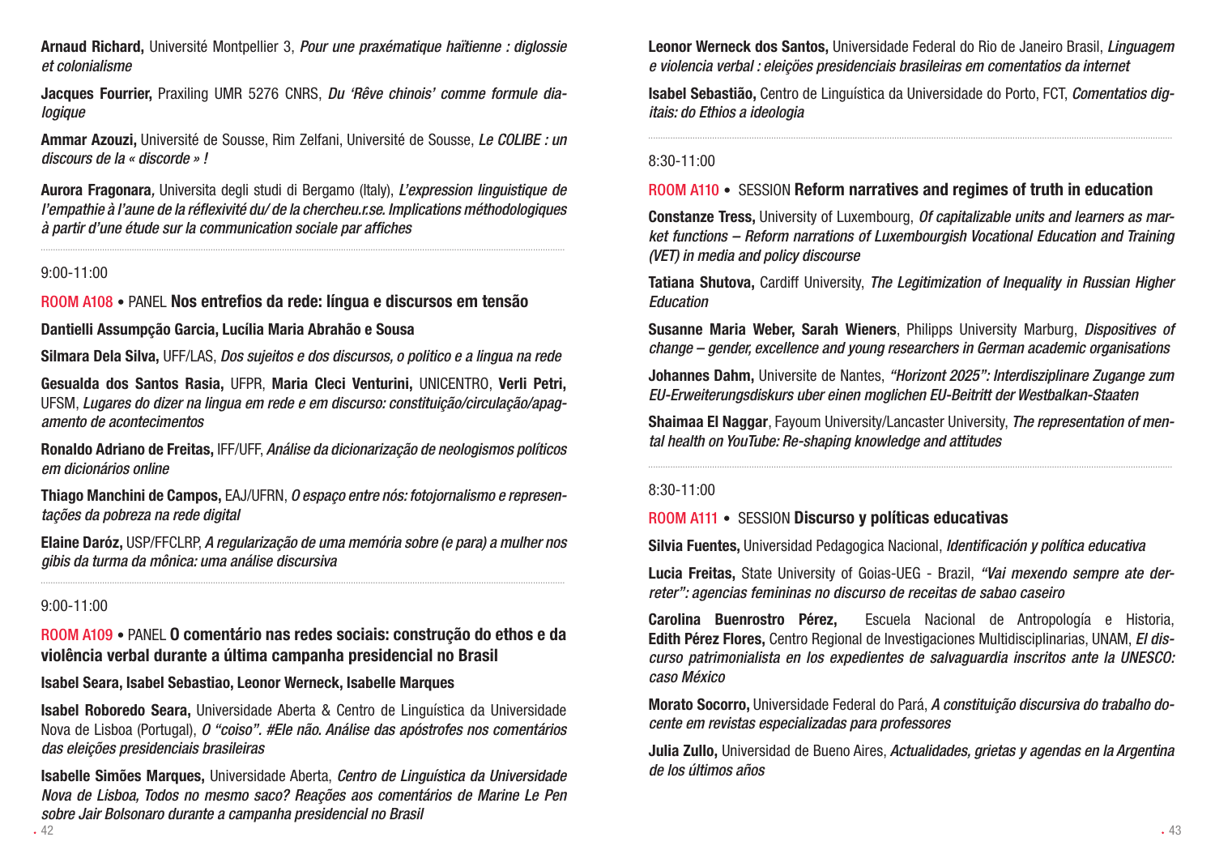**Arnaud Richard,** Université Montpellier 3, *Pour une praxématique haïtienne : diglossie et colonialisme*

**Jacques Fourrier,** Praxiling UMR 5276 CNRS, *Du 'Rêve chinois' comme formule dialogique*

**Ammar Azouzi,** Université de Sousse, Rim Zelfani, Université de Sousse, *Le COLIBE : un discours de la « discorde » !*

**Aurora Fragonara,** Universita degli studi di Bergamo (Italy), *L'expression linguistique de l'empathie à l'aune de la réflexivité du/ de la chercheu.r.se. Implications méthodologiques à partir d'une étude sur la communication sociale par affiches*

---

9:00-11:00

ROOM A108 • PANEL **Nos entrefios da rede: língua e discursos em tensão**

**Dantielli Assumpção Garcia, Lucília Maria Abrahão e Sousa**

**Silmara Dela Silva,** UFF/LAS, *Dos sujeitos e dos discursos, o politico e a lingua na rede*

**Gesualda dos Santos Rasia,** UFPR, **Maria Cleci Venturini,** UNICENTRO, **Verli Petri,** UFSM, *Lugares do dizer na lingua em rede e em discurso: constituição/circulação/apagamento de acontecimentos*

**Ronaldo Adriano de Freitas,** IFF/UFF, *Análise da dicionarização de neologismos políticos em dicionários online*

**Thiago Manchini de Campos,** EAJ/UFRN, *O espaço entre nós: fotojornalismo e representações da pobreza na rede digital*

**Elaine Daróz,** USP/FFCLRP, *A regularização de uma memória sobre (e para) a mulher nos gibis da turma da mônica: uma análise discursiva*

---

9:00-11:00

ROOM A109 • PANEL **O comentário nas redes sociais: construção do ethos e da violência verbal durante a última campanha presidencial no Brasil**

**Isabel Seara, Isabel Sebastiao, Leonor Werneck, Isabelle Marques**

**Isabel Roboredo Seara,** Universidade Aberta & Centro de Linguística da Universidade Nova de Lisboa (Portugal), *O "coiso". #Ele não. Análise das apóstrofes nos comentários das eleições presidenciais brasileiras*

**Isabelle Simões Marques,** Universidade Aberta, *Centro de Linguística da Universidade Nova de Lisboa, Todos no mesmo saco? Reações aos comentários de Marine Le Pen sobre Jair Bolsonaro durante a campanha presidencial no Brasil*

**Leonor Werneck dos Santos,** Universidade Federal do Rio de Janeiro Brasil, *Linguagem e violencia verbal : eleições presidenciais brasileiras em comentatios da internet*

**Isabel Sebastião,** Centro de Linguística da Universidade do Porto, FCT, *Comentatios digitais: do Ethios a ideologia*

---

8:30-11:00

ROOM A110 • SESSION **Reform narratives and regimes of truth in education**

**Constanze Tress,** University of Luxembourg, *Of capitalizable units and learners as market functions – Reform narrations of Luxembourgish Vocational Education and Training (VET) in media and policy discourse*

**Tatiana Shutova,** Cardiff University, *The Legitimization of Inequality in Russian Higher Education*

**Susanne Maria Weber, Sarah Wieners**, Philipps University Marburg, *Dispositives of change – gender, excellence and young researchers in German academic organisations*

**Johannes Dahm,** Universite de Nantes, *"Horizont 2025": Interdisziplinare Zugange zum EU-Erweiterungsdiskurs uber einen moglichen EU-Beitritt der Westbalkan-Staaten*

**Shaimaa El Naggar**, Fayoum University/Lancaster University, *The representation of mental health on YouTube: Re-shaping knowledge and attitudes*

---

8:30-11:00

ROOM A111 • SESSION **Discurso y políticas educativas**

**Silvia Fuentes,** Universidad Pedagogica Nacional, *Identificación y política educativa*

**Lucia Freitas,** State University of Goias-UEG - Brazil, *"Vai mexendo sempre ate derreter": agencias femininas no discurso de receitas de sabao caseiro*

**Carolina Buenrostro Pérez,** Escuela Nacional de Antropología e Historia, **Edith Pérez Flores,** Centro Regional de Investigaciones Multidisciplinarias, UNAM, *El discurso patrimonialista en los expedientes de salvaguardia inscritos ante la UNESCO: caso México*

**Morato Socorro,** Universidade Federal do Pará, *A constituição discursiva do trabalho docente em revistas especializadas para professores*

**Julia Zullo,** Universidad de Bueno Aires, *Actualidades, grietas y agendas en la Argentina de los últimos años*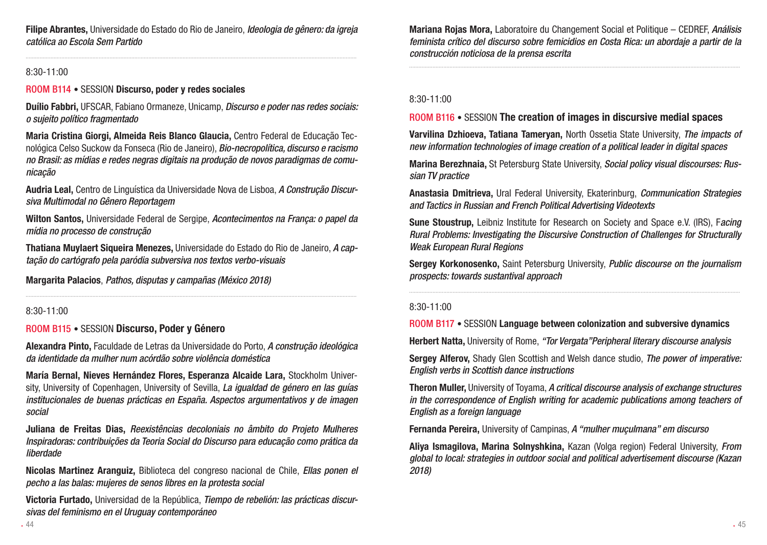**Filipe Abrantes,** Universidade do Estado do Rio de Janeiro, *Ideologia de gênero: da igreja católica ao Escola Sem Partido*

---

8:30-11:00

**ROOM B114** • SESSION **Discurso, poder y redes sociales**

**Duílio Fabbri,** UFSCAR, Fabiano Ormaneze, Unicamp, *Discurso e poder nas redes sociais: o sujeito político fragmentado*

**Maria Cristina Giorgi, Almeida Reis Blanco Glaucia,** Centro Federal de Educação Tecnológica Celso Suckow da Fonseca (Rio de Janeiro), *Bio-necropolítica, discurso e racismo no Brasil: as mídias e redes negras digitais na produção de novos paradigmas de comunicação*

**Audria Leal,** Centro de Linguística da Universidade Nova de Lisboa, *A Construção Discursiva Multimodal no Gênero Reportagem*

**Wilton Santos,** Universidade Federal de Sergipe, *Acontecimentos na França: o papel da mídia no processo de construção*

**Thatiana Muylaert Siqueira Menezes,** Universidade do Estado do Rio de Janeiro, *A captação do cartógrafo pela paródia subversiva nos textos verbo-visuais*

**Margarita Palacios**, *Pathos, disputas y campañas (México 2018)*

---

8:30-11:00

**ROOM B115** • SESSION **Discurso, Poder y Género**

**Alexandra Pinto,** Faculdade de Letras da Universidade do Porto, *A construção ideológica da identidade da mulher num acórdão sobre violência doméstica*

**María Bernal, Nieves Hernández Flores, Esperanza Alcaide Lara,** Stockholm University, University of Copenhagen, University of Sevilla, *La igualdad de género en las guías institucionales de buenas prácticas en España. Aspectos argumentativos y de imagen social*

**Juliana de Freitas Dias,** *Reexistências decoloniais no âmbito do Projeto Mulheres Inspiradoras: contribuições da Teoria Social do Discurso para educação como prática da liberdade*

**Nicolas Martinez Aranguiz,** Biblioteca del congreso nacional de Chile, *Ellas ponen el pecho a las balas: mujeres de senos libres en la protesta social*

**Victoria Furtado,** Universidad de la República, *Tiempo de rebelión: las prácticas discursivas del feminismo en el Uruguay contemporáneo*

**Mariana Rojas Mora,** Laboratoire du Changement Social et Politique – CEDREF, *Análisis feminista crítico del discurso sobre femicidios en Costa Rica: un abordaje a partir de la construcción noticiosa de la prensa escrita*

---

8:30-11:00

**ROOM B116** • SESSION **The creation of images in discursive medial spaces**

**Varvilina Dzhioeva, Tatiana Tameryan,** North Ossetia State University, *The impacts of new information technologies of image creation of a political leader in digital spaces*

**Marina Berezhnaia,** St Petersburg State University, *Social policy visual discourses: Russian TV practice*

**Anastasia Dmitrieva,** Ural Federal University, Ekaterinburg, *Communication Strategies and Tactics in Russian and French Political Advertising Videotexts*

**Sune Stoustrup,** Leibniz Institute for Research on Society and Space e.V. (IRS), F*acing Rural Problems: Investigating the Discursive Construction of Challenges for Structurally Weak European Rural Regions*

**Sergey Korkonosenko,** Saint Petersburg University, *Public discourse on the journalism prospects: towards sustantival approach*

---

8:30-11:00

**ROOM B117** • SESSION **Language between colonization and subversive dynamics**

**Herbert Natta,** University of Rome, *"Tor Vergata"Peripheral literary discourse analysis*

**Sergey Alferov,** Shady Glen Scottish and Welsh dance studio, *The power of imperative: English verbs in Scottish dance instructions*

**Theron Muller,** University of Toyama, *A critical discourse analysis of exchange structures in the correspondence of English writing for academic publications among teachers of English as a foreign language*

**Fernanda Pereira,** University of Campinas, *A "mulher muçulmana" em discurso*

**Aliya Ismagilova, Marina Solnyshkina,** Kazan (Volga region) Federal University, *From global to local: strategies in outdoor social and political advertisement discourse (Kazan 2018)*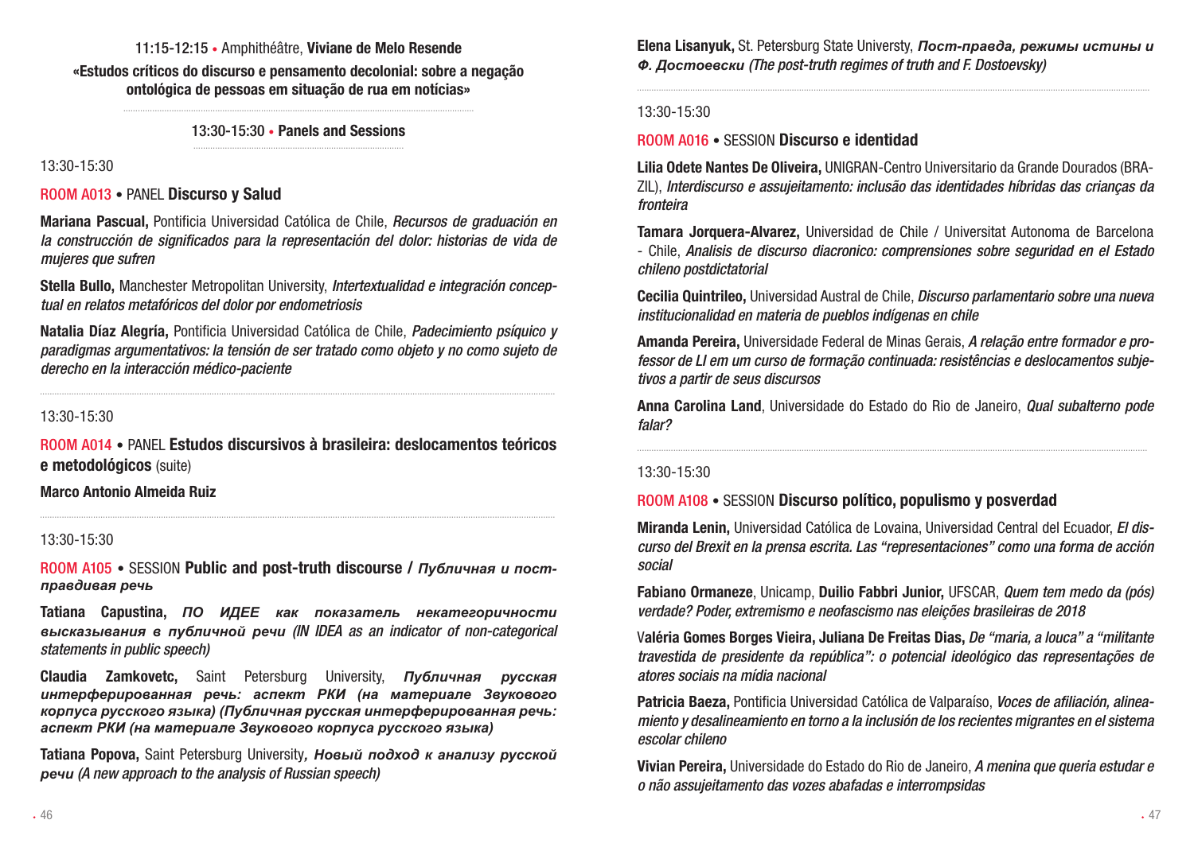11:15-12:15 • Amphithéâtre, **Viviane de Melo Resende**

**«Estudos críticos do discurso e pensamento decolonial: sobre a negação ontológica de pessoas em situação de rua em notícias»**

**13:30-15:30 • Panels and Sessions**

13:30-15:30

ROOM A013 • PANEL **Discurso y Salud**

**Mariana Pascual,** Pontificia Universidad Católica de Chile, *Recursos de graduación en la construcción de significados para la representación del dolor: historias de vida de mujeres que sufren*

**Stella Bullo,** Manchester Metropolitan University, *Intertextualidad e integración conceptual en relatos metafóricos del dolor por endometriosis*

**Natalia Díaz Alegría,** Pontificia Universidad Católica de Chile, *Padecimiento psíquico y paradigmas argumentativos: la tensión de ser tratado como objeto y no como sujeto de derecho en la interacción médico-paciente*

13:30-15:30

ROOM A014 • PANEL **Estudos discursivos à brasileira: deslocamentos teóricos e metodológicos** (suite)

**Marco Antonio Almeida Ruiz**

13:30-15:30

ROOM A105 • SESSION **Public and post-truth discourse /** ***Публичная и постправдивая речь***

**Tatiana Capustina,** ***ПО ИДЕЕ как показатель некатегоричности высказывания в публичной речи*** *(IN IDEA as an indicator of non-categorical statements in public speech)*

**Claudia Zamkovetc,** Saint Petersburg University, ***Публичная русская интерферированная речь: аспект РКИ (на материале Звукового корпуса русского языка) (Публичная русская интерферированная речь: аспект РКИ (на материале Звукового корпуса русского языка)***

**Tatiana Popova,** Saint Petersburg University, ***Новый подход к анализу русской речи*** *(A new approach to the analysis of Russian speech)*

**Elena Lisanyuk,** St. Petersburg State Universty, ***Пост-правда, режимы истины и Ф. Достоевски*** *(The post-truth regimes of truth and F. Dostoevsky)*

13:30-15:30

ROOM A016 • SESSION **Discurso e identidad**

**Lilia Odete Nantes De Oliveira,** UNIGRAN-Centro Universitario da Grande Dourados (BRAZIL), *Interdiscurso e assujeitamento: inclusão das identidades híbridas das crianças da fronteira*

**Tamara Jorquera-Alvarez,** Universidad de Chile / Universitat Autonoma de Barcelona - Chile, *Analisis de discurso diacronico: comprensiones sobre seguridad en el Estado chileno postdictatorial*

**Cecilia Quintrileo,** Universidad Austral de Chile, *Discurso parlamentario sobre una nueva institucionalidad en materia de pueblos indígenas en chile*

**Amanda Pereira,** Universidade Federal de Minas Gerais, *A relação entre formador e professor de LI em um curso de formação continuada: resistências e deslocamentos subjetivos a partir de seus discursos*

**Anna Carolina Land**, Universidade do Estado do Rio de Janeiro, *Qual subalterno pode falar?*

13:30-15:30

ROOM A108 • SESSION **Discurso político, populismo y posverdad**

**Miranda Lenin,** Universidad Católica de Lovaina, Universidad Central del Ecuador, *El discurso del Brexit en la prensa escrita. Las "representaciones" como una forma de acción social*

**Fabiano Ormaneze**, Unicamp, **Duilio Fabbri Junior,** UFSCAR, *Quem tem medo da (pós) verdade? Poder, extremismo e neofascismo nas eleições brasileiras de 2018*

V**aléria Gomes Borges Vieira, Juliana De Freitas Dias,** *De "maria, a louca" a "militante travestida de presidente da república": o potencial ideológico das representações de atores sociais na mídia nacional*

**Patricia Baeza,** Pontificia Universidad Católica de Valparaíso, *Voces de afiliación, alineamiento y desalineamiento en torno a la inclusión de los recientes migrantes en el sistema escolar chileno*

**Vivian Pereira,** Universidade do Estado do Rio de Janeiro, *A menina que queria estudar e o não assujeitamento das vozes abafadas e interrompsidas*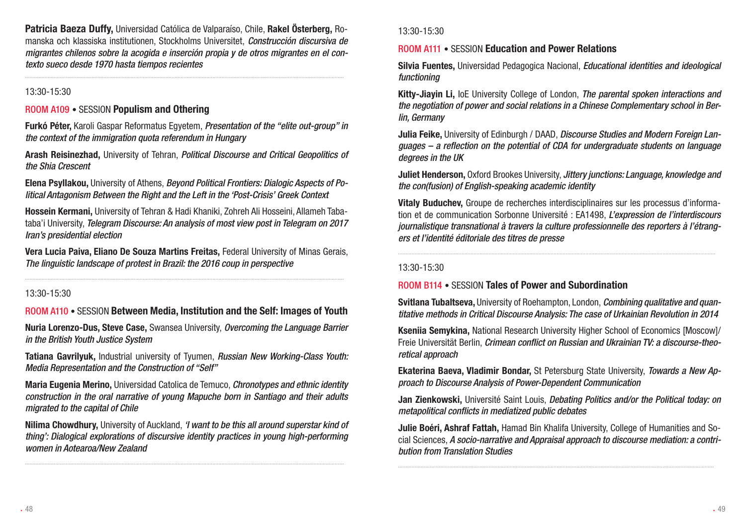**Patricia Baeza Duffy,** Universidad Católica de Valparaíso, Chile, **Rakel Österberg,** Romanska och klassiska institutionen, Stockholms Universitet, *Construcción discursiva de migrantes chilenos sobre la acogida e inserción propia y de otros migrantes en el contexto sueco desde 1970 hasta tiempos recientes*

13:30-15:30

ROOM A109 • SESSION **Populism and Othering**

**Furkó Péter,** Karoli Gaspar Reformatus Egyetem, *Presentation of the "elite out-group" in the context of the immigration quota referendum in Hungary*

**Arash Reisinezhad,** University of Tehran, *Political Discourse and Critical Geopolitics of the Shia Crescent*

**Elena Psyllakou,** University of Athens, *Beyond Political Frontiers: Dialogic Aspects of Political Antagonism Between the Right and the Left in the 'Post-Crisis' Greek Context*

**Hossein Kermani,** University of Tehran & Hadi Khaniki, Zohreh Ali Hosseini, Allameh Tabataba'i University, *Telegram Discourse: An analysis of most view post in Telegram on 2017 Iran's presidential election*

**Vera Lucia Paiva, Eliano De Souza Martins Freitas,** Federal University of Minas Gerais, *The linguistic landscape of protest in Brazil: the 2016 coup in perspective*

13:30-15:30

ROOM A110 • SESSION **Between Media, Institution and the Self: Images of Youth**

**Nuria Lorenzo-Dus, Steve Case,** Swansea University, *Overcoming the Language Barrier in the British Youth Justice System*

**Tatiana Gavrilyuk,** Industrial university of Tyumen, *Russian New Working-Class Youth: Media Representation and the Construction of "Self"*

**Maria Eugenia Merino,** Universidad Catolica de Temuco, *Chronotypes and ethnic identity construction in the oral narrative of young Mapuche born in Santiago and their adults migrated to the capital of Chile*

**Nilima Chowdhury,** University of Auckland, *'I want to be this all around superstar kind of thing': Dialogical explorations of discursive identity practices in young high-performing women in Aotearoa/New Zealand*

13:30-15:30

ROOM A111 • SESSION **Education and Power Relations**

**Silvia Fuentes,** Universidad Pedagogica Nacional, *Educational identities and ideological functioning*

**Kitty-Jiayin Li,** IoE University College of London, *The parental spoken interactions and the negotiation of power and social relations in a Chinese Complementary school in Berlin, Germany*

**Julia Feike,** University of Edinburgh / DAAD, *Discourse Studies and Modern Foreign Languages – a reflection on the potential of CDA for undergraduate students on language degrees in the UK*

**Juliet Henderson,** Oxford Brookes University, *Jittery junctions: Language, knowledge and the con(fusion) of English-speaking academic identity*

**Vitaly Buduchev,** Groupe de recherches interdisciplinaires sur les processus d'information et de communication Sorbonne Université : EA1498, *L'expression de l'interdiscours journalistique transnational à travers la culture professionnelle des reporters à l'étrangers et l'identité éditoriale des titres de presse*

13:30-15:30

ROOM B114 • SESSION **Tales of Power and Subordination**

**Svitlana Tubaltseva,** University of Roehampton, London, *Combining qualitative and quantitative methods in Critical Discourse Analysis: The case of Urkainian Revolution in 2014*

**Kseniia Semykina,** National Research University Higher School of Economics [Moscow]/ Freie Universität Berlin, *Crimean conflict on Russian and Ukrainian TV: a discourse-theoretical approach*

**Ekaterina Baeva, Vladimir Bondar,** St Petersburg State University, *Towards a New Approach to Discourse Analysis of Power-Dependent Communication*

**Jan Zienkowski,** Université Saint Louis, *Debating Politics and/or the Political today: on metapolitical conflicts in mediatized public debates*

**Julie Boéri, Ashraf Fattah,** Hamad Bin Khalifa University, College of Humanities and Social Sciences, *A socio-narrative and Appraisal approach to discourse mediation: a contribution from Translation Studies*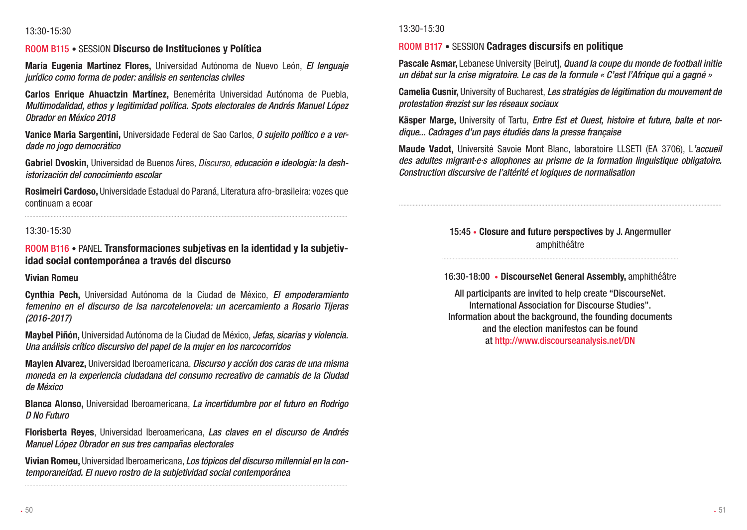13:30-15:30

ROOM B115 • SESSION **Discurso de Instituciones y Política**

**María Eugenia Martínez Flores,** Universidad Autónoma de Nuevo León, *El lenguaje jurídico como forma de poder: análisis en sentencias civiles*

**Carlos Enrique Ahuactzin Martínez,** Benemérita Universidad Autónoma de Puebla, *Multimodalidad, ethos y legitimidad política. Spots electorales de Andrés Manuel López Obrador en México 2018*

**Vanice Maria Sargentini,** Universidade Federal de Sao Carlos, *O sujeito político e a verdade no jogo democrático*

**Gabriel Dvoskin,** Universidad de Buenos Aires, *Discurso, educación e ideología: la deshistorización del conocimiento escolar*

**Rosimeiri Cardoso,** Universidade Estadual do Paraná, Literatura afro-brasileira: vozes que continuam a ecoar

13:30-15:30

ROOM B116 • PANEL **Transformaciones subjetivas en la identidad y la subjetividad social contemporánea a través del discurso**

**Vivian Romeu**

**Cynthia Pech,** Universidad Autónoma de la Ciudad de México, *El empoderamiento femenino en el discurso de Isa narcotelenovela: un acercamiento a Rosario Tijeras (2016-2017)*

**Maybel Piñón,** Universidad Autónoma de la Ciudad de México, *Jefas, sicarias y violencia. Una análisis crítico discursivo del papel de la mujer en los narcocorridos*

**Maylen Alvarez,** Universidad Iberoamericana, *Discurso y acción dos caras de una misma moneda en la experiencia ciudadana del consumo recreativo de cannabis de la Ciudad de México*

**Blanca Alonso,** Universidad Iberoamericana, *La incertidumbre por el futuro en Rodrigo D No Futuro*

**Florisberta Reyes**, Universidad Iberoamericana, *Las claves en el discurso de Andrés Manuel López Obrador en sus tres campañas electorales*

**Vivian Romeu,** Universidad Iberoamericana, *Los tópicos del discurso millennial en la contemporaneidad. El nuevo rostro de la subjetividad social contemporánea*

13:30-15:30

ROOM B117 • SESSION **Cadrages discursifs en politique**

**Pascale Asmar,** Lebanese University [Beirut], *Quand la coupe du monde de football initie un débat sur la crise migratoire. Le cas de la formule « C'est l'Afrique qui a gagné »*

**Camelia Cusnir,** University of Bucharest, *Les stratégies de légitimation du mouvement de protestation #rezist sur les réseaux sociaux*

**Käsper Marge,** University of Tartu, *Entre Est et Ouest, histoire et future, balte et nordique... Cadrages d'un pays étudiés dans la presse française*

**Maude Vadot,** Université Savoie Mont Blanc, laboratoire LLSETI (EA 3706), L*'accueil des adultes migrant·e·s allophones au prisme de la formation linguistique obligatoire. Construction discursive de l'altérité et logiques de normalisation*

15:45 • **Closure and future perspectives** by J. Angermuller
amphithéâtre

16:30-18:00 • **DiscourseNet General Assembly,** amphithéâtre

All participants are invited to help create "DiscourseNet. International Association for Discourse Studies". Information about the background, the founding documents and the election manifestos can be found at http://www.discourseanalysis.net/DN